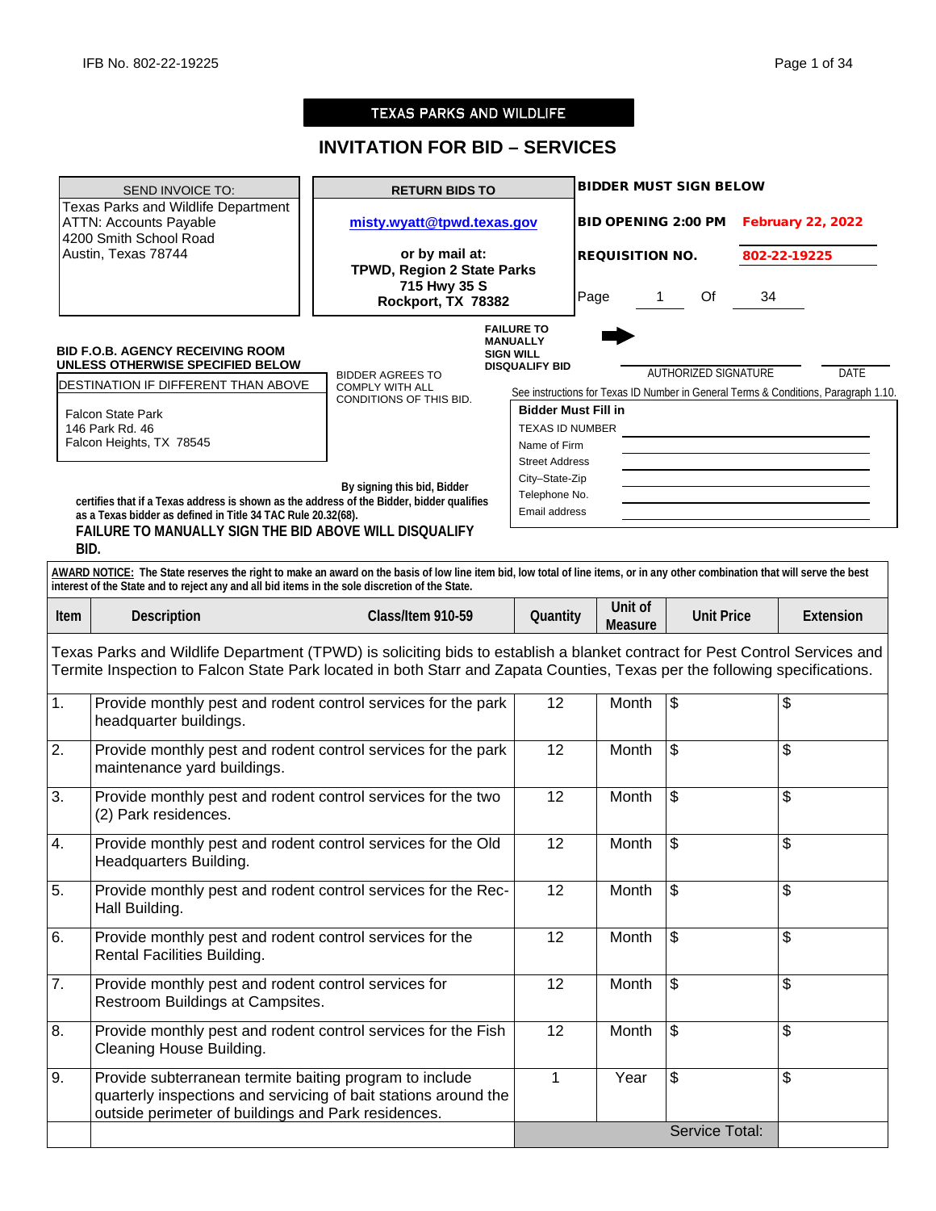IFB No. 802-22-19225

**TEXAS PARKS AND WILDLIFE**

# INVITATION FOR BID – SERVICES

| SEND INVOICE TO: | RETURN BIDS TO |
|---|---|
| Texas Parks and Wildlife Department<br>ATTN: Accounts Payable<br>4200 Smith School Road<br>Austin, Texas 78744 | misty.wyatt@tpwd.texas.gov<br><br>**or by mail at:**<br>**TPWD, Region 2 State Parks**<br>**715 Hwy 35 S**<br>**Rockport, TX 78382** |

**BIDDER MUST SIGN BELOW**

**BID OPENING 2:00 PM** **February 22, 2022**

**REQUISITION NO.** **802-22-19225**

Page 1 Of 34

**BID F.O.B. AGENCY RECEIVING ROOM UNLESS OTHERWISE SPECIFIED BELOW**

DESTINATION IF DIFFERENT THAN ABOVE

Falcon State Park
146 Park Rd. 46
Falcon Heights, TX 78545

BIDDER AGREES TO COMPLY WITH ALL CONDITIONS OF THIS BID.

**FAILURE TO MANUALLY SIGN WILL DISQUALIFY BID**

AUTHORIZED SIGNATURE ____________________ DATE __________

See instructions for Texas ID Number in General Terms & Conditions, Paragraph 1.10.

**Bidder Must Fill in**

TEXAS ID NUMBER ____________________

Name of Firm ____________________

Street Address ____________________

City–State-Zip ____________________

Telephone No. ____________________

Email address ____________________

**By signing this bid, Bidder certifies that if a Texas address is shown as the address of the Bidder, bidder qualifies as a Texas bidder as defined in Title 34 TAC Rule 20.32(68).**

**FAILURE TO MANUALLY SIGN THE BID ABOVE WILL DISQUALIFY BID.**

**AWARD NOTICE: The State reserves the right to make an award on the basis of low line item bid, low total of line items, or in any other combination that will serve the best interest of the State and to reject any and all bid items in the sole discretion of the State.**

| Item | Description Class/Item 910-59 | Quantity | Unit of Measure | Unit Price | Extension |
|---|---|---|---|---|---|
| | Texas Parks and Wildlife Department (TPWD) is soliciting bids to establish a blanket contract for Pest Control Services and Termite Inspection to Falcon State Park located in both Starr and Zapata Counties, Texas per the following specifications. | | | | |
| 1. | Provide monthly pest and rodent control services for the park headquarter buildings. | 12 | Month | $ | $ |
| 2. | Provide monthly pest and rodent control services for the park maintenance yard buildings. | 12 | Month | $ | $ |
| 3. | Provide monthly pest and rodent control services for the two (2) Park residences. | 12 | Month | $ | $ |
| 4. | Provide monthly pest and rodent control services for the Old Headquarters Building. | 12 | Month | $ | $ |
| 5. | Provide monthly pest and rodent control services for the Rec-Hall Building. | 12 | Month | $ | $ |
| 6. | Provide monthly pest and rodent control services for the Rental Facilities Building. | 12 | Month | $ | $ |
| 7. | Provide monthly pest and rodent control services for Restroom Buildings at Campsites. | 12 | Month | $ | $ |
| 8. | Provide monthly pest and rodent control services for the Fish Cleaning House Building. | 12 | Month | $ | $ |
| 9. | Provide subterranean termite baiting program to include quarterly inspections and servicing of bait stations around the outside perimeter of buildings and Park residences. | 1 | Year | $ | $ |
| | | | | Service Total: | |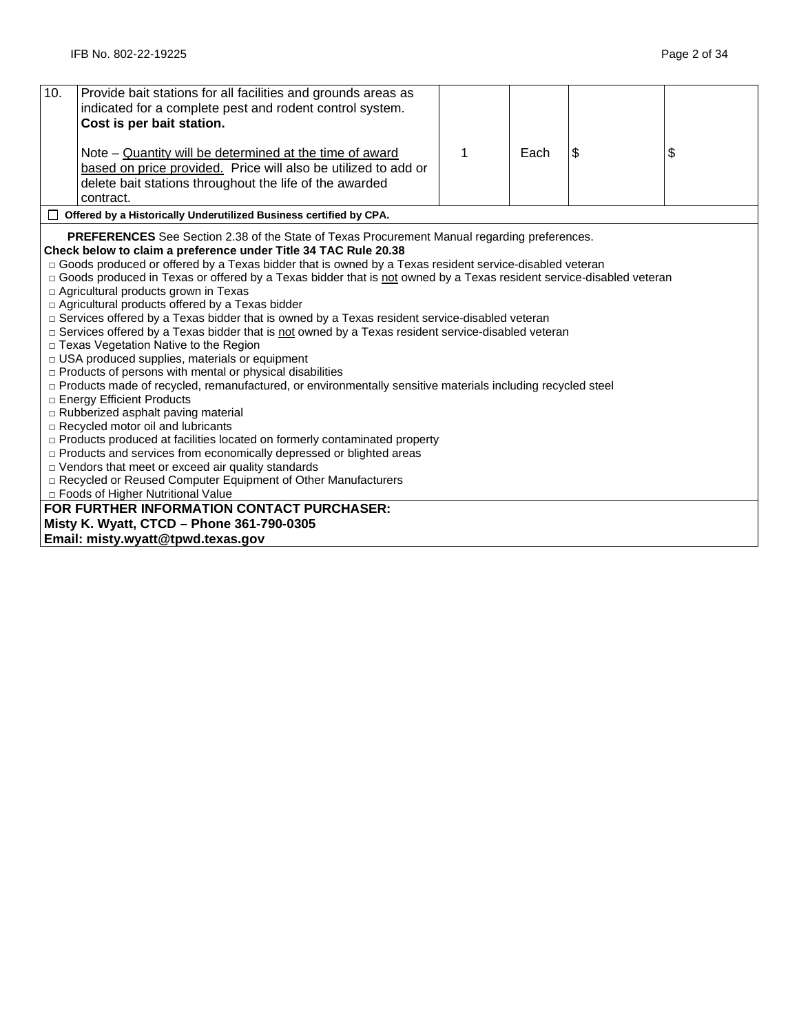| 10. | Provide bait stations for all facilities and grounds areas as indicated for a complete pest and rodent control system. **Cost is per bait station.**<br><br>Note – Quantity will be determined at the time of award based on price provided. Price will also be utilized to add or delete bait stations throughout the life of the awarded contract. | 1 | Each | $ | $ |
|---|---|---|---|---|---|

☐ **Offered by a Historically Underutilized Business certified by CPA.**

**PREFERENCES** See Section 2.38 of the State of Texas Procurement Manual regarding preferences.

**Check below to claim a preference under Title 34 TAC Rule 20.38**

- □ Goods produced or offered by a Texas bidder that is owned by a Texas resident service-disabled veteran
- □ Goods produced in Texas or offered by a Texas bidder that is not owned by a Texas resident service-disabled veteran
- □ Agricultural products grown in Texas
- □ Agricultural products offered by a Texas bidder
- □ Services offered by a Texas bidder that is owned by a Texas resident service-disabled veteran
- □ Services offered by a Texas bidder that is not owned by a Texas resident service-disabled veteran
- □ Texas Vegetation Native to the Region
- □ USA produced supplies, materials or equipment
- □ Products of persons with mental or physical disabilities
- □ Products made of recycled, remanufactured, or environmentally sensitive materials including recycled steel
- □ Energy Efficient Products
- □ Rubberized asphalt paving material
- □ Recycled motor oil and lubricants
- □ Products produced at facilities located on formerly contaminated property
- □ Products and services from economically depressed or blighted areas
- □ Vendors that meet or exceed air quality standards
- □ Recycled or Reused Computer Equipment of Other Manufacturers
- □ Foods of Higher Nutritional Value

**FOR FURTHER INFORMATION CONTACT PURCHASER:**
**Misty K. Wyatt, CTCD – Phone 361-790-0305**
**Email: misty.wyatt@tpwd.texas.gov**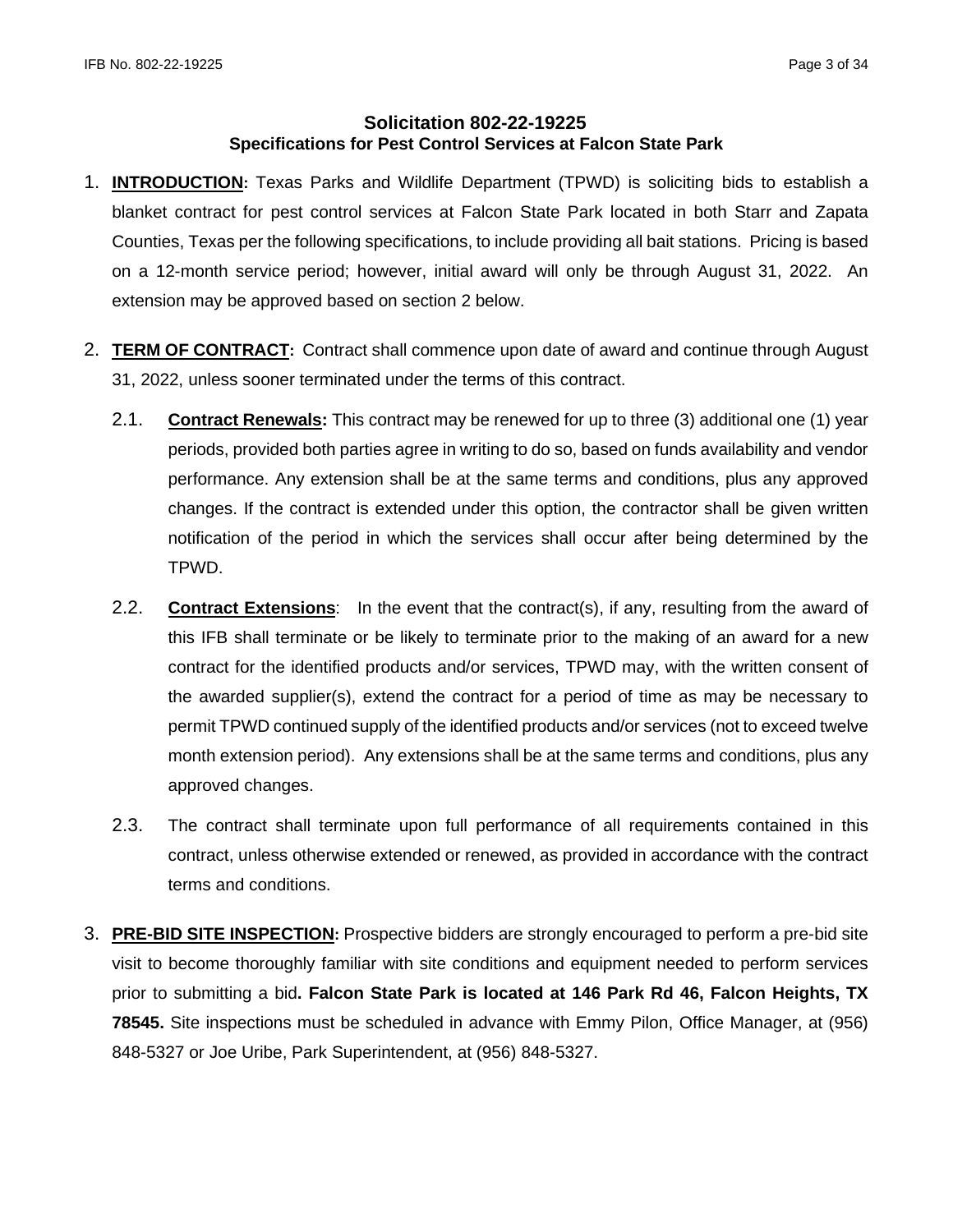## Solicitation 802-22-19225
### Specifications for Pest Control Services at Falcon State Park

1. **INTRODUCTION:** Texas Parks and Wildlife Department (TPWD) is soliciting bids to establish a blanket contract for pest control services at Falcon State Park located in both Starr and Zapata Counties, Texas per the following specifications, to include providing all bait stations. Pricing is based on a 12-month service period; however, initial award will only be through August 31, 2022. An extension may be approved based on section 2 below.

2. **TERM OF CONTRACT:** Contract shall commence upon date of award and continue through August 31, 2022, unless sooner terminated under the terms of this contract.

    2.1. **Contract Renewals:** This contract may be renewed for up to three (3) additional one (1) year periods, provided both parties agree in writing to do so, based on funds availability and vendor performance. Any extension shall be at the same terms and conditions, plus any approved changes. If the contract is extended under this option, the contractor shall be given written notification of the period in which the services shall occur after being determined by the TPWD.

    2.2. **Contract Extensions**: In the event that the contract(s), if any, resulting from the award of this IFB shall terminate or be likely to terminate prior to the making of an award for a new contract for the identified products and/or services, TPWD may, with the written consent of the awarded supplier(s), extend the contract for a period of time as may be necessary to permit TPWD continued supply of the identified products and/or services (not to exceed twelve month extension period). Any extensions shall be at the same terms and conditions, plus any approved changes.

    2.3. The contract shall terminate upon full performance of all requirements contained in this contract, unless otherwise extended or renewed, as provided in accordance with the contract terms and conditions.

3. **PRE-BID SITE INSPECTION:** Prospective bidders are strongly encouraged to perform a pre-bid site visit to become thoroughly familiar with site conditions and equipment needed to perform services prior to submitting a bid**. Falcon State Park is located at 146 Park Rd 46, Falcon Heights, TX 78545.** Site inspections must be scheduled in advance with Emmy Pilon, Office Manager, at (956) 848-5327 or Joe Uribe, Park Superintendent, at (956) 848-5327.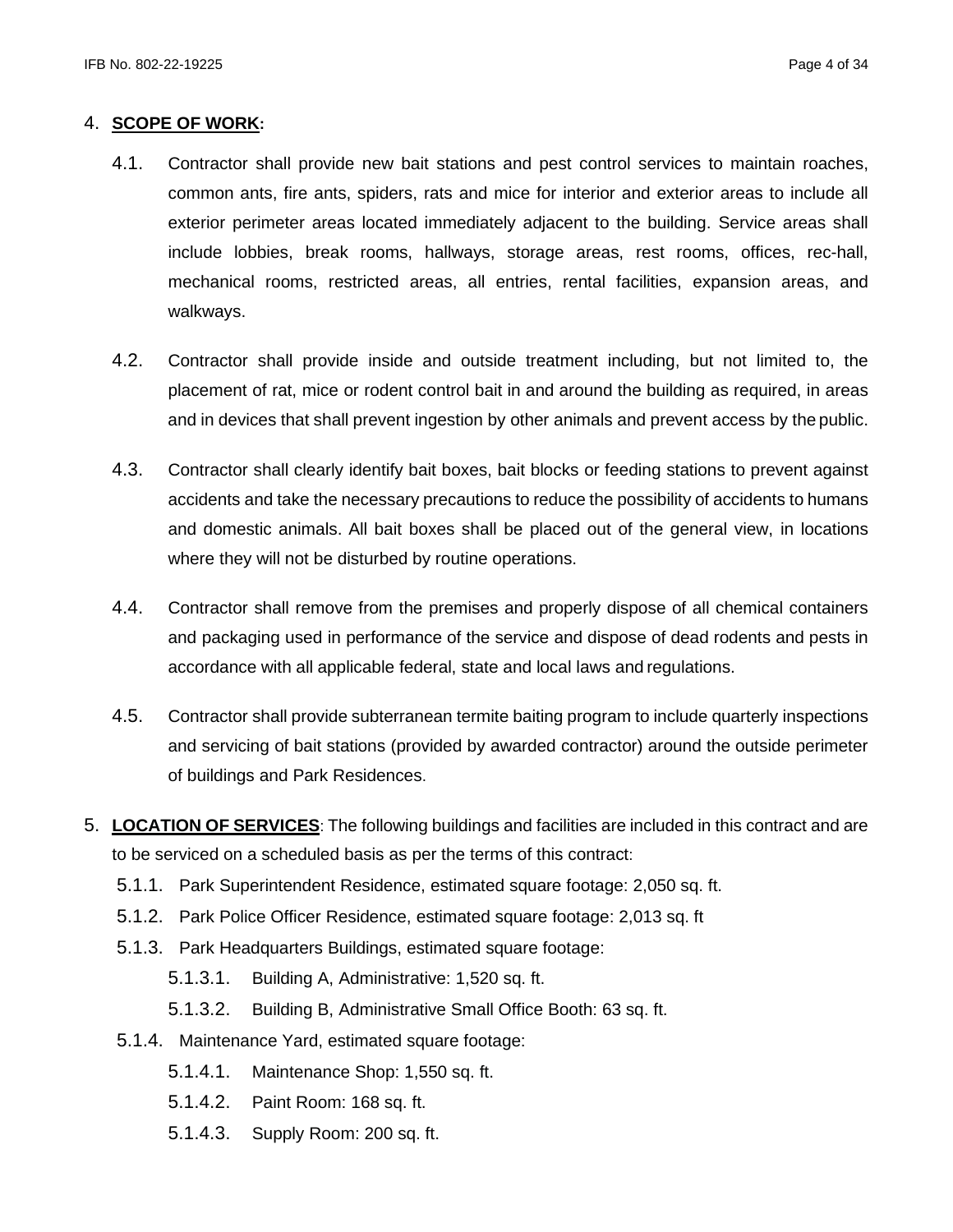## 4. **SCOPE OF WORK:**

4.1. Contractor shall provide new bait stations and pest control services to maintain roaches, common ants, fire ants, spiders, rats and mice for interior and exterior areas to include all exterior perimeter areas located immediately adjacent to the building. Service areas shall include lobbies, break rooms, hallways, storage areas, rest rooms, offices, rec-hall, mechanical rooms, restricted areas, all entries, rental facilities, expansion areas, and walkways.

4.2. Contractor shall provide inside and outside treatment including, but not limited to, the placement of rat, mice or rodent control bait in and around the building as required, in areas and in devices that shall prevent ingestion by other animals and prevent access by the public.

4.3. Contractor shall clearly identify bait boxes, bait blocks or feeding stations to prevent against accidents and take the necessary precautions to reduce the possibility of accidents to humans and domestic animals. All bait boxes shall be placed out of the general view, in locations where they will not be disturbed by routine operations.

4.4. Contractor shall remove from the premises and properly dispose of all chemical containers and packaging used in performance of the service and dispose of dead rodents and pests in accordance with all applicable federal, state and local laws and regulations.

4.5. Contractor shall provide subterranean termite baiting program to include quarterly inspections and servicing of bait stations (provided by awarded contractor) around the outside perimeter of buildings and Park Residences.

## 5. **LOCATION OF SERVICES**: The following buildings and facilities are included in this contract and are to be serviced on a scheduled basis as per the terms of this contract:

5.1.1. Park Superintendent Residence, estimated square footage: 2,050 sq. ft.

5.1.2. Park Police Officer Residence, estimated square footage: 2,013 sq. ft

5.1.3. Park Headquarters Buildings, estimated square footage:

- 5.1.3.1. Building A, Administrative: 1,520 sq. ft.
- 5.1.3.2. Building B, Administrative Small Office Booth: 63 sq. ft.

5.1.4. Maintenance Yard, estimated square footage:

- 5.1.4.1. Maintenance Shop: 1,550 sq. ft.
- 5.1.4.2. Paint Room: 168 sq. ft.
- 5.1.4.3. Supply Room: 200 sq. ft.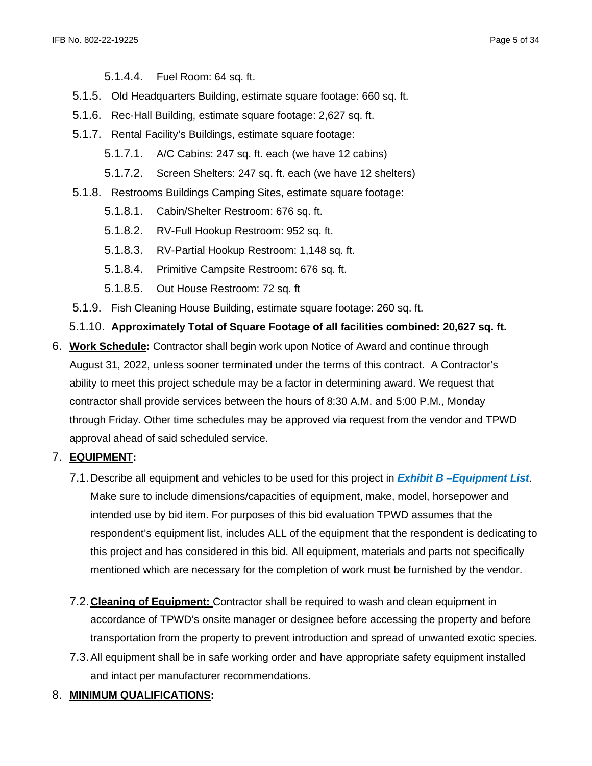5.1.4.4. Fuel Room: 64 sq. ft.

5.1.5. Old Headquarters Building, estimate square footage: 660 sq. ft.

5.1.6. Rec-Hall Building, estimate square footage: 2,627 sq. ft.

5.1.7. Rental Facility's Buildings, estimate square footage:

5.1.7.1. A/C Cabins: 247 sq. ft. each (we have 12 cabins)

5.1.7.2. Screen Shelters: 247 sq. ft. each (we have 12 shelters)

5.1.8. Restrooms Buildings Camping Sites, estimate square footage:

5.1.8.1. Cabin/Shelter Restroom: 676 sq. ft.

5.1.8.2. RV-Full Hookup Restroom: 952 sq. ft.

5.1.8.3. RV-Partial Hookup Restroom: 1,148 sq. ft.

5.1.8.4. Primitive Campsite Restroom: 676 sq. ft.

5.1.8.5. Out House Restroom: 72 sq. ft

5.1.9. Fish Cleaning House Building, estimate square footage: 260 sq. ft.

5.1.10. **Approximately Total of Square Footage of all facilities combined: 20,627 sq. ft.**

6. **Work Schedule:** Contractor shall begin work upon Notice of Award and continue through August 31, 2022, unless sooner terminated under the terms of this contract. A Contractor's ability to meet this project schedule may be a factor in determining award. We request that contractor shall provide services between the hours of 8:30 A.M. and 5:00 P.M., Monday through Friday. Other time schedules may be approved via request from the vendor and TPWD approval ahead of said scheduled service.

7. **EQUIPMENT:**

7.1. Describe all equipment and vehicles to be used for this project in ***Exhibit B –Equipment List***. Make sure to include dimensions/capacities of equipment, make, model, horsepower and intended use by bid item. For purposes of this bid evaluation TPWD assumes that the respondent's equipment list, includes ALL of the equipment that the respondent is dedicating to this project and has considered in this bid. All equipment, materials and parts not specifically mentioned which are necessary for the completion of work must be furnished by the vendor.

7.2. **Cleaning of Equipment:** Contractor shall be required to wash and clean equipment in accordance of TPWD's onsite manager or designee before accessing the property and before transportation from the property to prevent introduction and spread of unwanted exotic species.

7.3. All equipment shall be in safe working order and have appropriate safety equipment installed and intact per manufacturer recommendations.

8. **MINIMUM QUALIFICATIONS:**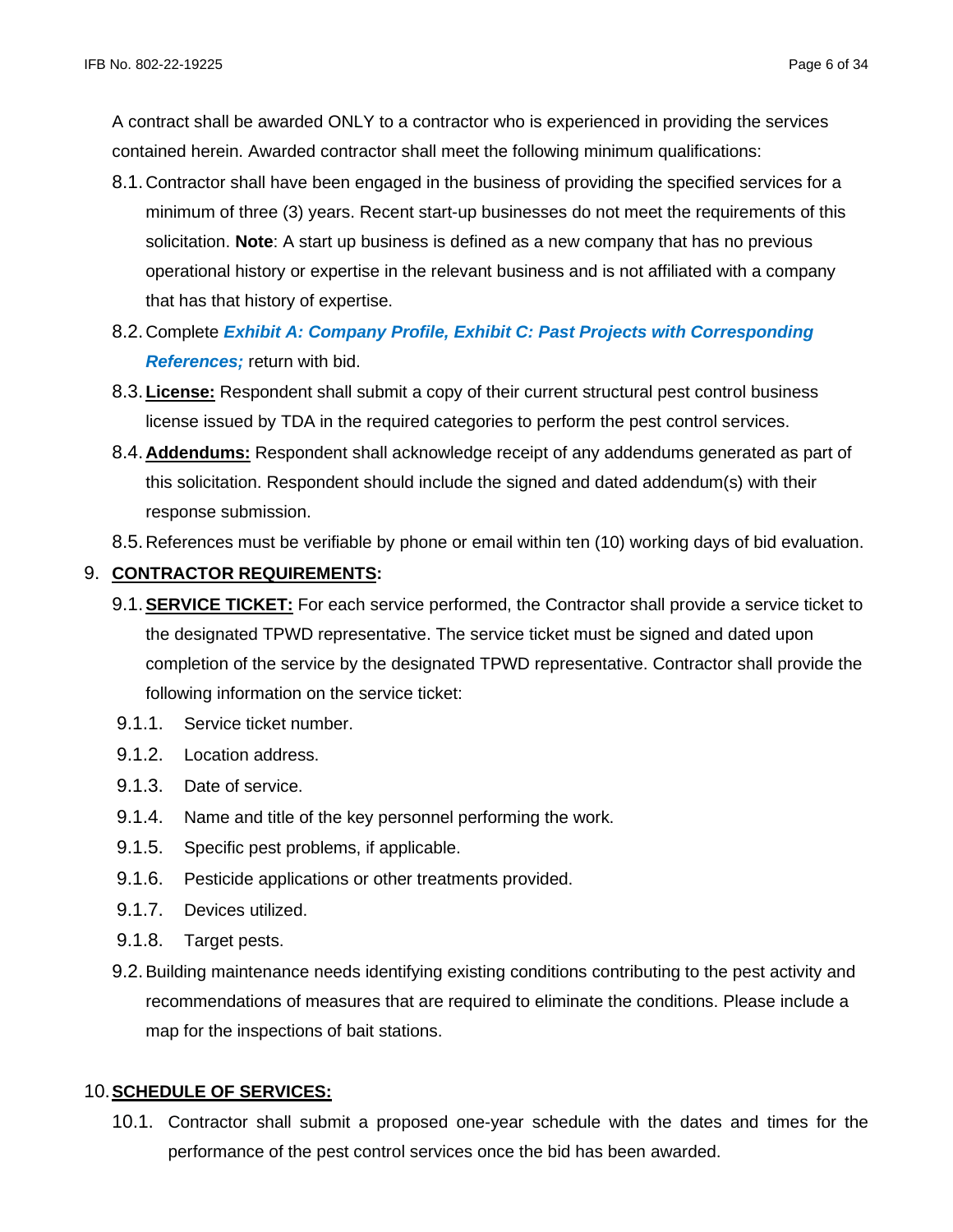A contract shall be awarded ONLY to a contractor who is experienced in providing the services contained herein. Awarded contractor shall meet the following minimum qualifications:

8.1. Contractor shall have been engaged in the business of providing the specified services for a minimum of three (3) years. Recent start-up businesses do not meet the requirements of this solicitation. **Note**: A start up business is defined as a new company that has no previous operational history or expertise in the relevant business and is not affiliated with a company that has that history of expertise.

8.2. Complete ***Exhibit A: Company Profile, Exhibit C: Past Projects with Corresponding References;*** return with bid.

8.3. **License:** Respondent shall submit a copy of their current structural pest control business license issued by TDA in the required categories to perform the pest control services.

8.4. **Addendums:** Respondent shall acknowledge receipt of any addendums generated as part of this solicitation. Respondent should include the signed and dated addendum(s) with their response submission.

8.5. References must be verifiable by phone or email within ten (10) working days of bid evaluation.

## 9. CONTRACTOR REQUIREMENTS:

9.1. **SERVICE TICKET:** For each service performed, the Contractor shall provide a service ticket to the designated TPWD representative. The service ticket must be signed and dated upon completion of the service by the designated TPWD representative. Contractor shall provide the following information on the service ticket:

9.1.1. Service ticket number.

9.1.2. Location address.

9.1.3. Date of service.

9.1.4. Name and title of the key personnel performing the work.

9.1.5. Specific pest problems, if applicable.

9.1.6. Pesticide applications or other treatments provided.

9.1.7. Devices utilized.

9.1.8. Target pests.

9.2. Building maintenance needs identifying existing conditions contributing to the pest activity and recommendations of measures that are required to eliminate the conditions. Please include a map for the inspections of bait stations.

## 10. SCHEDULE OF SERVICES:

10.1. Contractor shall submit a proposed one-year schedule with the dates and times for the performance of the pest control services once the bid has been awarded.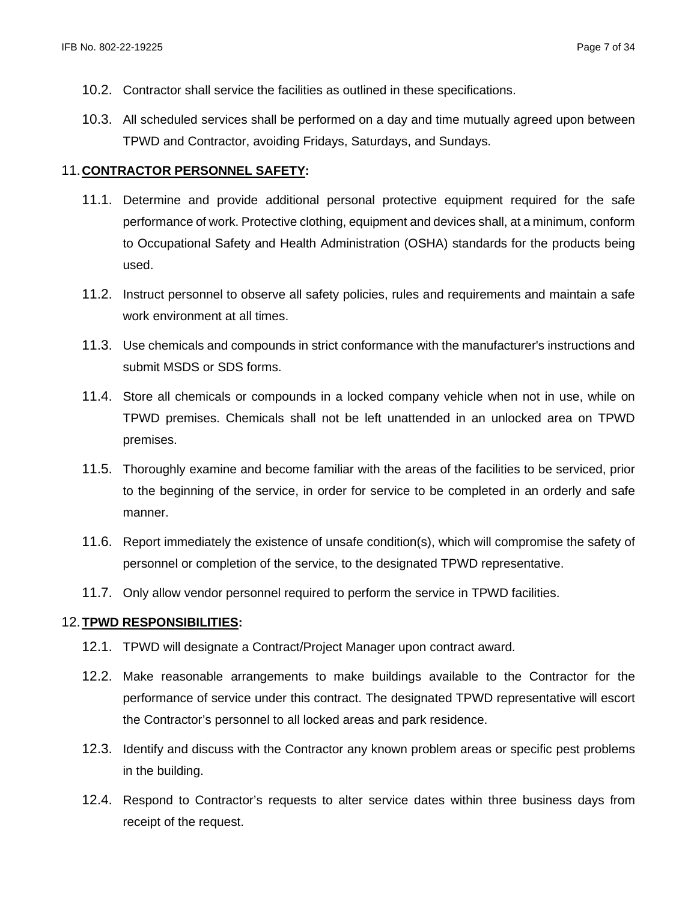10.2. Contractor shall service the facilities as outlined in these specifications.

10.3. All scheduled services shall be performed on a day and time mutually agreed upon between TPWD and Contractor, avoiding Fridays, Saturdays, and Sundays.

11. **<u>CONTRACTOR PERSONNEL SAFETY</u>:**

11.1. Determine and provide additional personal protective equipment required for the safe performance of work. Protective clothing, equipment and devices shall, at a minimum, conform to Occupational Safety and Health Administration (OSHA) standards for the products being used.

11.2. Instruct personnel to observe all safety policies, rules and requirements and maintain a safe work environment at all times.

11.3. Use chemicals and compounds in strict conformance with the manufacturer's instructions and submit MSDS or SDS forms.

11.4. Store all chemicals or compounds in a locked company vehicle when not in use, while on TPWD premises. Chemicals shall not be left unattended in an unlocked area on TPWD premises.

11.5. Thoroughly examine and become familiar with the areas of the facilities to be serviced, prior to the beginning of the service, in order for service to be completed in an orderly and safe manner.

11.6. Report immediately the existence of unsafe condition(s), which will compromise the safety of personnel or completion of the service, to the designated TPWD representative.

11.7. Only allow vendor personnel required to perform the service in TPWD facilities.

12. **<u>TPWD RESPONSIBILITIES</u>:**

12.1. TPWD will designate a Contract/Project Manager upon contract award.

12.2. Make reasonable arrangements to make buildings available to the Contractor for the performance of service under this contract. The designated TPWD representative will escort the Contractor's personnel to all locked areas and park residence.

12.3. Identify and discuss with the Contractor any known problem areas or specific pest problems in the building.

12.4. Respond to Contractor's requests to alter service dates within three business days from receipt of the request.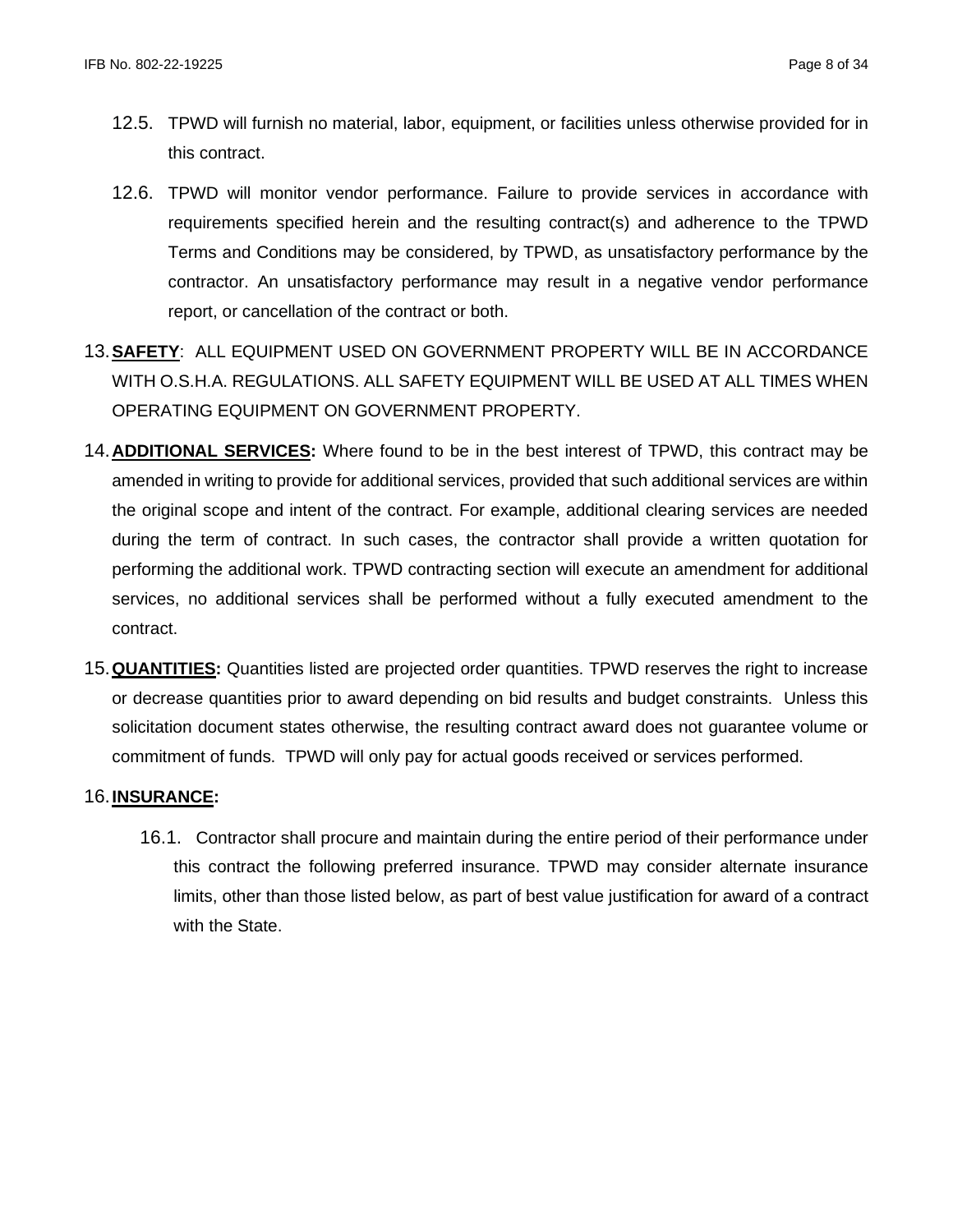12.5. TPWD will furnish no material, labor, equipment, or facilities unless otherwise provided for in this contract.

12.6. TPWD will monitor vendor performance. Failure to provide services in accordance with requirements specified herein and the resulting contract(s) and adherence to the TPWD Terms and Conditions may be considered, by TPWD, as unsatisfactory performance by the contractor. An unsatisfactory performance may result in a negative vendor performance report, or cancellation of the contract or both.

13. **SAFETY**: ALL EQUIPMENT USED ON GOVERNMENT PROPERTY WILL BE IN ACCORDANCE WITH O.S.H.A. REGULATIONS. ALL SAFETY EQUIPMENT WILL BE USED AT ALL TIMES WHEN OPERATING EQUIPMENT ON GOVERNMENT PROPERTY.

14. **ADDITIONAL SERVICES:** Where found to be in the best interest of TPWD, this contract may be amended in writing to provide for additional services, provided that such additional services are within the original scope and intent of the contract. For example, additional clearing services are needed during the term of contract. In such cases, the contractor shall provide a written quotation for performing the additional work. TPWD contracting section will execute an amendment for additional services, no additional services shall be performed without a fully executed amendment to the contract.

15. **QUANTITIES:** Quantities listed are projected order quantities. TPWD reserves the right to increase or decrease quantities prior to award depending on bid results and budget constraints. Unless this solicitation document states otherwise, the resulting contract award does not guarantee volume or commitment of funds. TPWD will only pay for actual goods received or services performed.

16. **INSURANCE:**

16.1. Contractor shall procure and maintain during the entire period of their performance under this contract the following preferred insurance. TPWD may consider alternate insurance limits, other than those listed below, as part of best value justification for award of a contract with the State.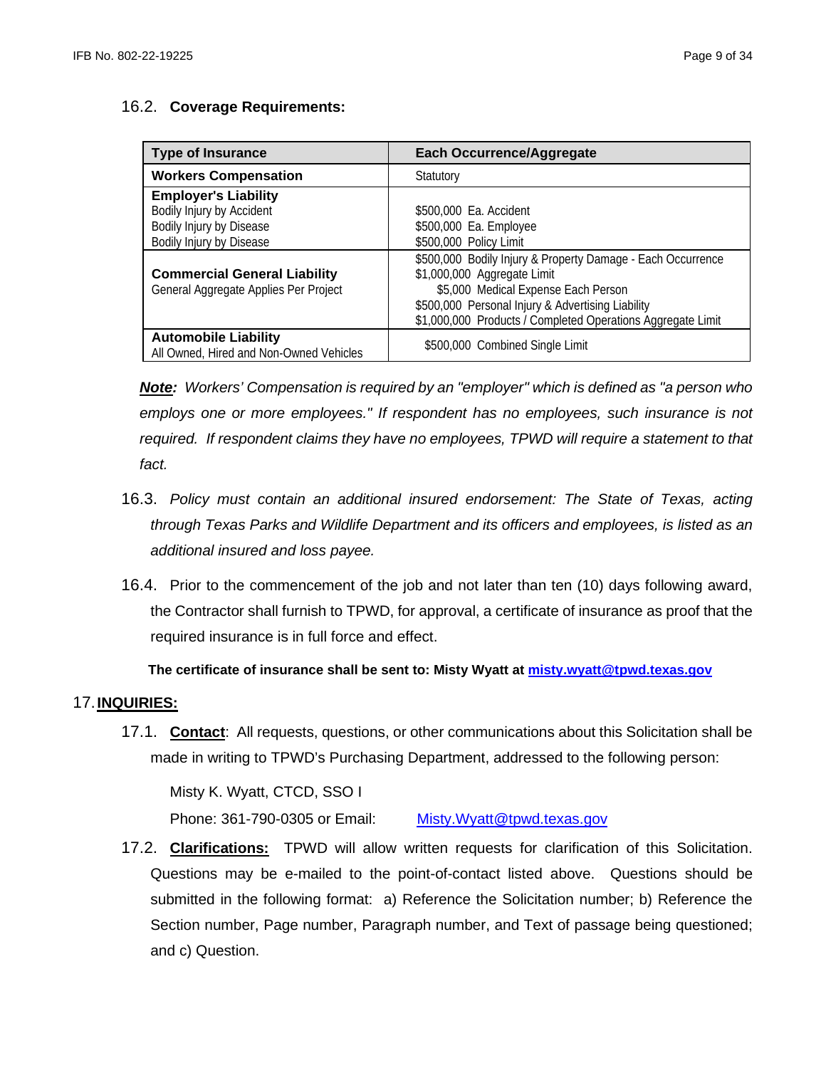### 16.2. **Coverage Requirements:**

| Type of Insurance | Each Occurrence/Aggregate |
|---|---|
| **Workers Compensation** | Statutory |
| **Employer's Liability**<br>Bodily Injury by Accident<br>Bodily Injury by Disease<br>Bodily Injury by Disease | <br>\$500,000 Ea. Accident<br>\$500,000 Ea. Employee<br>\$500,000 Policy Limit |
| **Commercial General Liability**<br>General Aggregate Applies Per Project | \$500,000 Bodily Injury & Property Damage - Each Occurrence<br>\$1,000,000 Aggregate Limit<br>\$5,000 Medical Expense Each Person<br>\$500,000 Personal Injury & Advertising Liability<br>\$1,000,000 Products / Completed Operations Aggregate Limit |
| **Automobile Liability**<br>All Owned, Hired and Non-Owned Vehicles | \$500,000 Combined Single Limit |

***Note:*** *Workers' Compensation is required by an "employer" which is defined as "a person who employs one or more employees." If respondent has no employees, such insurance is not required. If respondent claims they have no employees, TPWD will require a statement to that fact.*

16.3. *Policy must contain an additional insured endorsement: The State of Texas, acting through Texas Parks and Wildlife Department and its officers and employees, is listed as an additional insured and loss payee.*

16.4. Prior to the commencement of the job and not later than ten (10) days following award, the Contractor shall furnish to TPWD, for approval, a certificate of insurance as proof that the required insurance is in full force and effect.

**The certificate of insurance shall be sent to: Misty Wyatt at misty.wyatt@tpwd.texas.gov**

## 17. INQUIRIES:

17.1. **Contact**: All requests, questions, or other communications about this Solicitation shall be made in writing to TPWD's Purchasing Department, addressed to the following person:

Misty K. Wyatt, CTCD, SSO I

Phone: 361-790-0305 or Email: Misty.Wyatt@tpwd.texas.gov

17.2. **Clarifications:** TPWD will allow written requests for clarification of this Solicitation. Questions may be e-mailed to the point-of-contact listed above. Questions should be submitted in the following format: a) Reference the Solicitation number; b) Reference the Section number, Page number, Paragraph number, and Text of passage being questioned; and c) Question.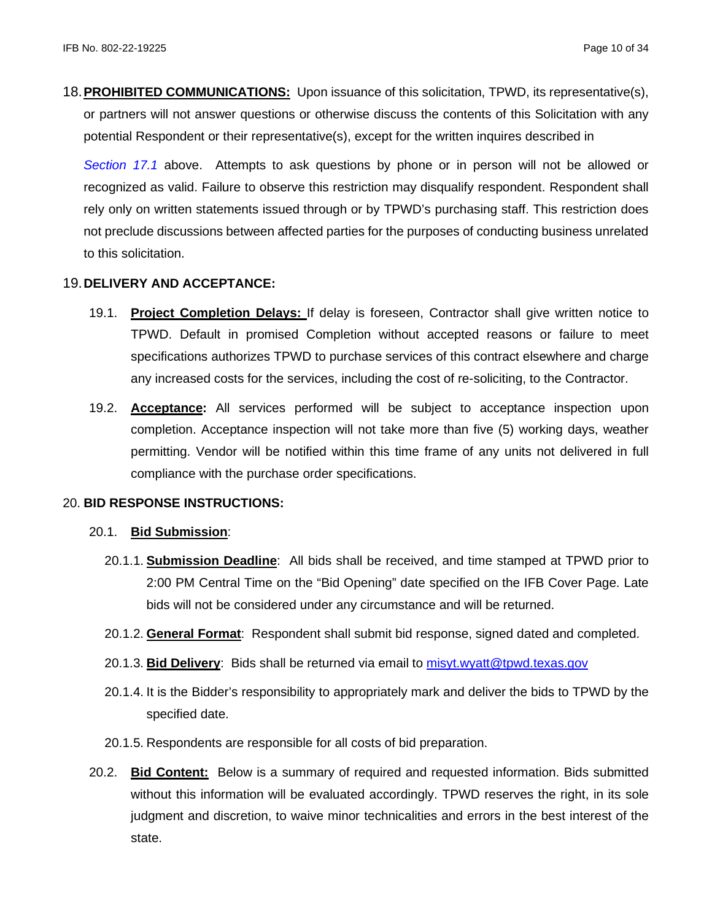18. **PROHIBITED COMMUNICATIONS:** Upon issuance of this solicitation, TPWD, its representative(s), or partners will not answer questions or otherwise discuss the contents of this Solicitation with any potential Respondent or their representative(s), except for the written inquires described in

*Section 17.1* above. Attempts to ask questions by phone or in person will not be allowed or recognized as valid. Failure to observe this restriction may disqualify respondent. Respondent shall rely only on written statements issued through or by TPWD's purchasing staff. This restriction does not preclude discussions between affected parties for the purposes of conducting business unrelated to this solicitation.

19. **DELIVERY AND ACCEPTANCE:**

    19.1. **Project Completion Delays:** If delay is foreseen, Contractor shall give written notice to TPWD. Default in promised Completion without accepted reasons or failure to meet specifications authorizes TPWD to purchase services of this contract elsewhere and charge any increased costs for the services, including the cost of re-soliciting, to the Contractor.

    19.2. **Acceptance:** All services performed will be subject to acceptance inspection upon completion. Acceptance inspection will not take more than five (5) working days, weather permitting. Vendor will be notified within this time frame of any units not delivered in full compliance with the purchase order specifications.

20. **BID RESPONSE INSTRUCTIONS:**

    20.1. **Bid Submission**:

    20.1.1. **Submission Deadline**: All bids shall be received, and time stamped at TPWD prior to 2:00 PM Central Time on the "Bid Opening" date specified on the IFB Cover Page. Late bids will not be considered under any circumstance and will be returned.

    20.1.2. **General Format**: Respondent shall submit bid response, signed dated and completed.

    20.1.3. **Bid Delivery**: Bids shall be returned via email to misyt.wyatt@tpwd.texas.gov

    20.1.4. It is the Bidder's responsibility to appropriately mark and deliver the bids to TPWD by the specified date.

    20.1.5. Respondents are responsible for all costs of bid preparation.

    20.2. **Bid Content:** Below is a summary of required and requested information. Bids submitted without this information will be evaluated accordingly. TPWD reserves the right, in its sole judgment and discretion, to waive minor technicalities and errors in the best interest of the state.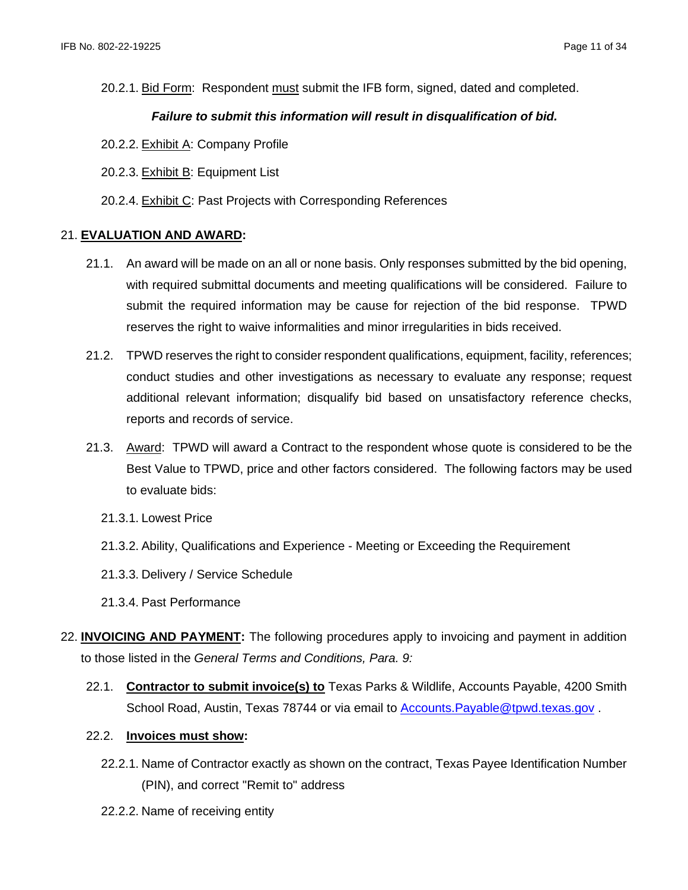20.2.1. Bid Form: Respondent must submit the IFB form, signed, dated and completed.

***Failure to submit this information will result in disqualification of bid.***

20.2.2. Exhibit A: Company Profile

20.2.3. Exhibit B: Equipment List

20.2.4. Exhibit C: Past Projects with Corresponding References

21. **EVALUATION AND AWARD:**

21.1. An award will be made on an all or none basis. Only responses submitted by the bid opening, with required submittal documents and meeting qualifications will be considered. Failure to submit the required information may be cause for rejection of the bid response. TPWD reserves the right to waive informalities and minor irregularities in bids received.

21.2. TPWD reserves the right to consider respondent qualifications, equipment, facility, references; conduct studies and other investigations as necessary to evaluate any response; request additional relevant information; disqualify bid based on unsatisfactory reference checks, reports and records of service.

21.3. Award: TPWD will award a Contract to the respondent whose quote is considered to be the Best Value to TPWD, price and other factors considered. The following factors may be used to evaluate bids:

21.3.1. Lowest Price

21.3.2. Ability, Qualifications and Experience - Meeting or Exceeding the Requirement

21.3.3. Delivery / Service Schedule

21.3.4. Past Performance

22. **INVOICING AND PAYMENT:** The following procedures apply to invoicing and payment in addition to those listed in the *General Terms and Conditions, Para. 9:*

22.1. **Contractor to submit invoice(s) to** Texas Parks & Wildlife, Accounts Payable, 4200 Smith School Road, Austin, Texas 78744 or via email to Accounts.Payable@tpwd.texas.gov .

22.2. **Invoices must show:**

22.2.1. Name of Contractor exactly as shown on the contract, Texas Payee Identification Number (PIN), and correct "Remit to" address

22.2.2. Name of receiving entity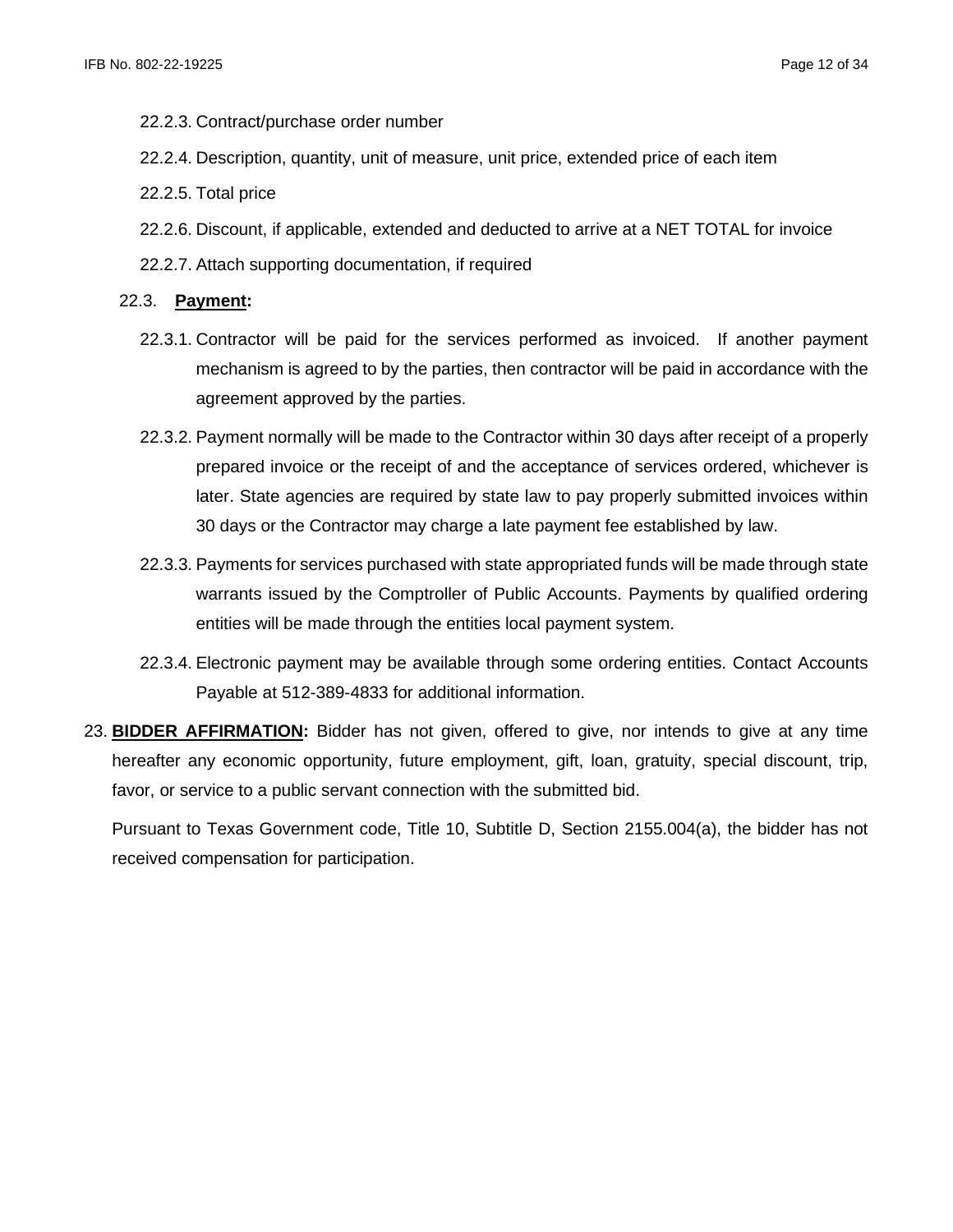22.2.3. Contract/purchase order number

22.2.4. Description, quantity, unit of measure, unit price, extended price of each item

22.2.5. Total price

22.2.6. Discount, if applicable, extended and deducted to arrive at a NET TOTAL for invoice

22.2.7. Attach supporting documentation, if required

22.3. **Payment:**

22.3.1. Contractor will be paid for the services performed as invoiced. If another payment mechanism is agreed to by the parties, then contractor will be paid in accordance with the agreement approved by the parties.

22.3.2. Payment normally will be made to the Contractor within 30 days after receipt of a properly prepared invoice or the receipt of and the acceptance of services ordered, whichever is later. State agencies are required by state law to pay properly submitted invoices within 30 days or the Contractor may charge a late payment fee established by law.

22.3.3. Payments for services purchased with state appropriated funds will be made through state warrants issued by the Comptroller of Public Accounts. Payments by qualified ordering entities will be made through the entities local payment system.

22.3.4. Electronic payment may be available through some ordering entities. Contact Accounts Payable at 512-389-4833 for additional information.

23. **BIDDER AFFIRMATION:** Bidder has not given, offered to give, nor intends to give at any time hereafter any economic opportunity, future employment, gift, loan, gratuity, special discount, trip, favor, or service to a public servant connection with the submitted bid.

Pursuant to Texas Government code, Title 10, Subtitle D, Section 2155.004(a), the bidder has not received compensation for participation.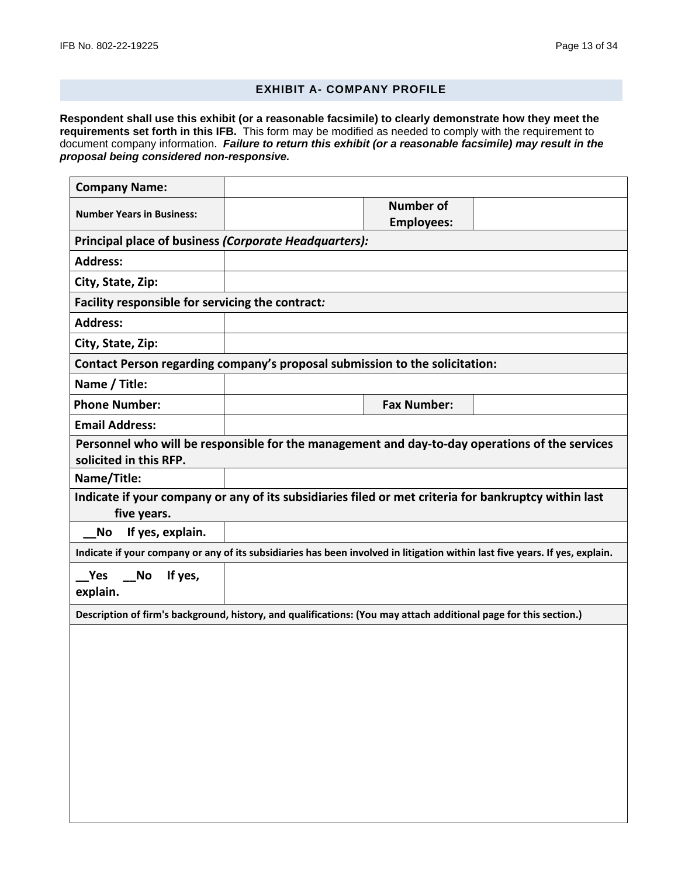## EXHIBIT A- COMPANY PROFILE

**Respondent shall use this exhibit (or a reasonable facsimile) to clearly demonstrate how they meet the requirements set forth in this IFB.** This form may be modified as needed to comply with the requirement to document company information. ***Failure to return this exhibit (or a reasonable facsimile) may result in the proposal being considered non-responsive.***

| **Company Name:** | | | |
|---|---|---|---|
| **Number Years in Business:** | | **Number of Employees:** | |
| **Principal place of business *(Corporate Headquarters):*** | | | |
| **Address:** | | | |
| **City, State, Zip:** | | | |
| **Facility responsible for servicing the contract*:*** | | | |
| **Address:** | | | |
| **City, State, Zip:** | | | |
| **Contact Person regarding company's proposal submission to the solicitation:** | | | |
| **Name / Title:** | | | |
| **Phone Number:** | | **Fax Number:** | |
| **Email Address:** | | | |
| **Personnel who will be responsible for the management and day-to-day operations of the services solicited in this RFP.** | | | |
| **Name/Title:** | | | |
| **Indicate if your company or any of its subsidiaries filed or met criteria for bankruptcy within last five years.** | | | |
| **__No If yes, explain.** | | | |
| **Indicate if your company or any of its subsidiaries has been involved in litigation within last five years. If yes, explain.** | | | |
| **__Yes __No If yes, explain.** | | | |
| **Description of firm's background, history, and qualifications: (You may attach additional page for this section.)** | | | |
| | | | |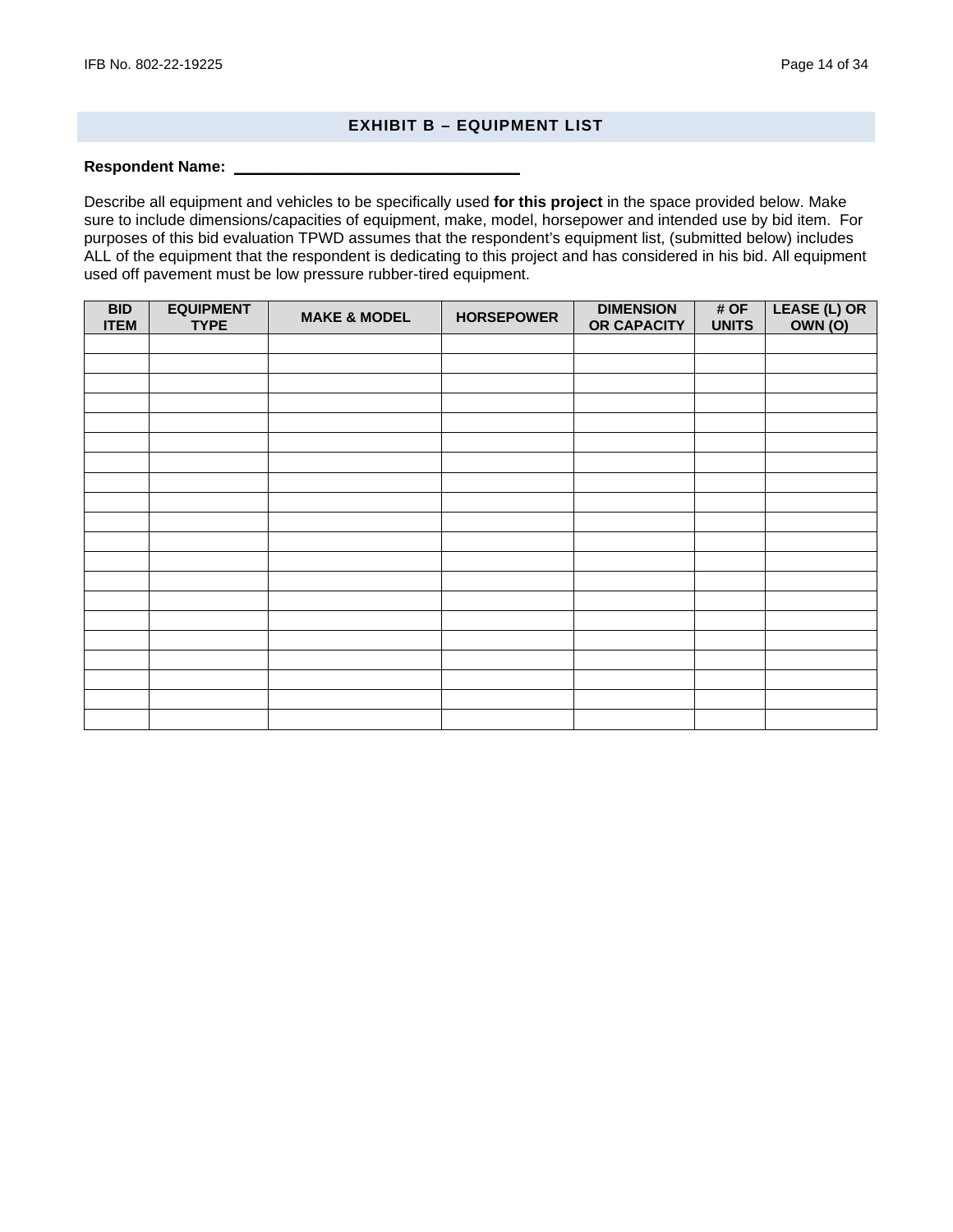## EXHIBIT B – EQUIPMENT LIST

**Respondent Name:** ______________________________

Describe all equipment and vehicles to be specifically used **for this project** in the space provided below. Make sure to include dimensions/capacities of equipment, make, model, horsepower and intended use by bid item. For purposes of this bid evaluation TPWD assumes that the respondent's equipment list, (submitted below) includes ALL of the equipment that the respondent is dedicating to this project and has considered in his bid. All equipment used off pavement must be low pressure rubber-tired equipment.

| BID ITEM | EQUIPMENT TYPE | MAKE & MODEL | HORSEPOWER | DIMENSION OR CAPACITY | # OF UNITS | LEASE (L) OR OWN (O) |
|---|---|---|---|---|---|---|
| | | | | | | |
| | | | | | | |
| | | | | | | |
| | | | | | | |
| | | | | | | |
| | | | | | | |
| | | | | | | |
| | | | | | | |
| | | | | | | |
| | | | | | | |
| | | | | | | |
| | | | | | | |
| | | | | | | |
| | | | | | | |
| | | | | | | |
| | | | | | | |
| | | | | | | |
| | | | | | | |
| | | | | | | |
| | | | | | | |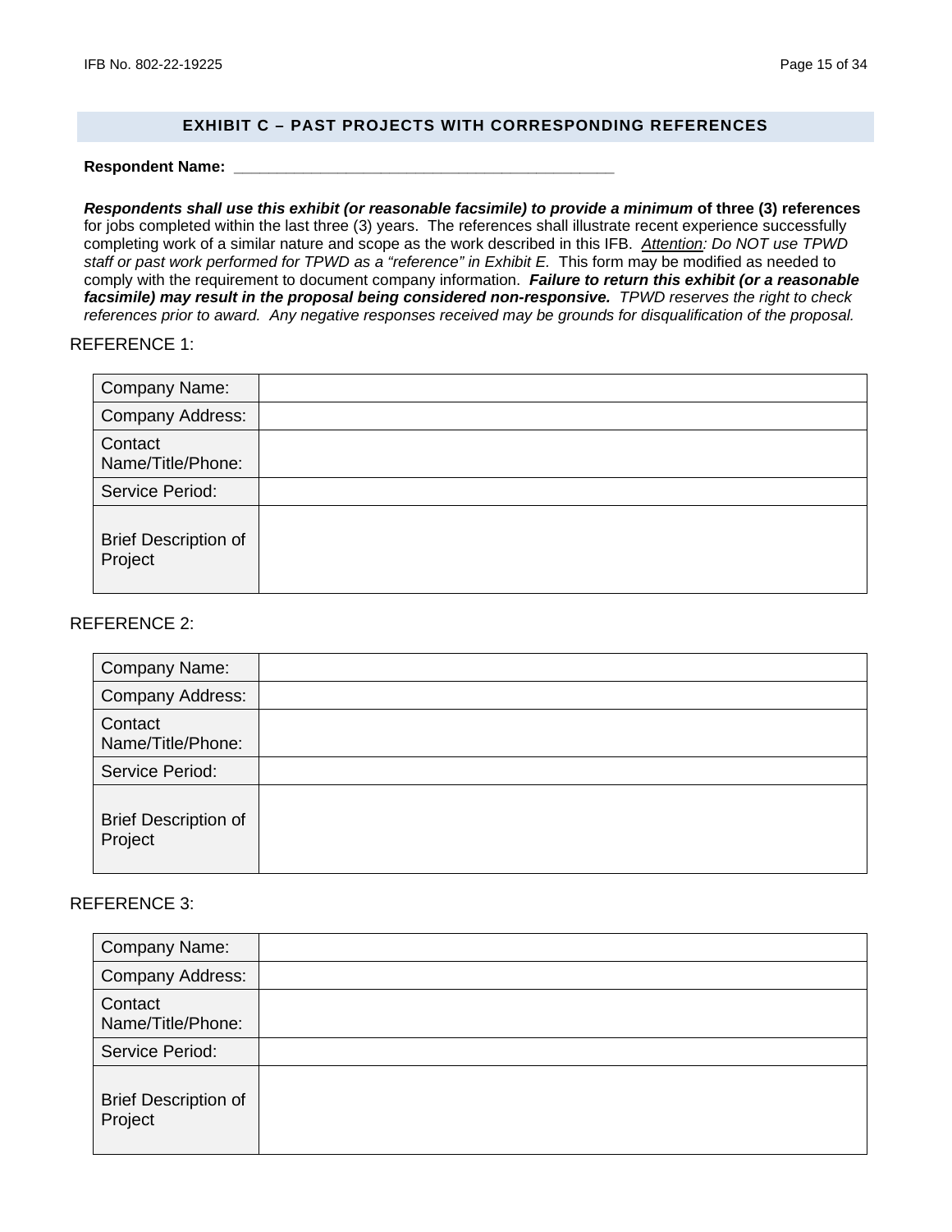## EXHIBIT C – PAST PROJECTS WITH CORRESPONDING REFERENCES

**Respondent Name: \_\_\_\_\_\_\_\_\_\_\_\_\_\_\_\_\_\_\_\_\_\_\_\_\_\_\_\_\_\_\_\_\_\_\_\_\_\_\_\_\_\_\_\_\_\_\_\_**

***Respondents shall use this exhibit (or reasonable facsimile) to provide a minimum* of three (3) references** for jobs completed within the last three (3) years. The references shall illustrate recent experience successfully completing work of a similar nature and scope as the work described in this IFB. *Attention: Do NOT use TPWD staff or past work performed for TPWD as a "reference" in Exhibit E.* This form may be modified as needed to comply with the requirement to document company information. ***Failure to return this exhibit (or a reasonable facsimile) may result in the proposal being considered non-responsive.*** *TPWD reserves the right to check references prior to award. Any negative responses received may be grounds for disqualification of the proposal.*

REFERENCE 1:

| Company Name: | |
|---|---|
| Company Address: | |
| Contact Name/Title/Phone: | |
| Service Period: | |
| Brief Description of Project | |

REFERENCE 2:

| Company Name: | |
|---|---|
| Company Address: | |
| Contact Name/Title/Phone: | |
| Service Period: | |
| Brief Description of Project | |

REFERENCE 3:

| Company Name: | |
|---|---|
| Company Address: | |
| Contact Name/Title/Phone: | |
| Service Period: | |
| Brief Description of Project | |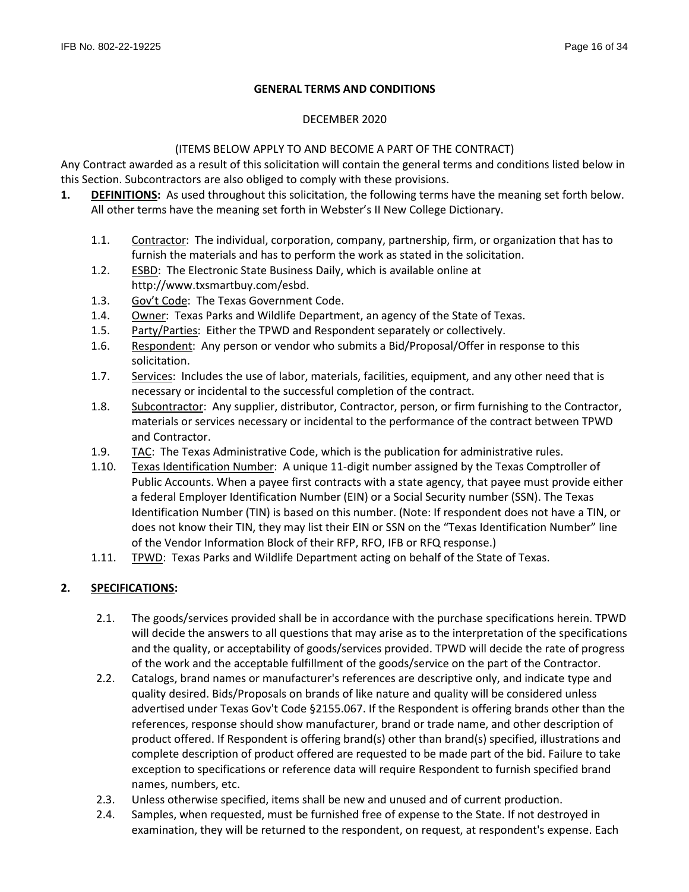**GENERAL TERMS AND CONDITIONS**

DECEMBER 2020

(ITEMS BELOW APPLY TO AND BECOME A PART OF THE CONTRACT)

Any Contract awarded as a result of this solicitation will contain the general terms and conditions listed below in this Section. Subcontractors are also obliged to comply with these provisions.

**1. DEFINITIONS:** As used throughout this solicitation, the following terms have the meaning set forth below. All other terms have the meaning set forth in Webster's II New College Dictionary.

1.1. Contractor: The individual, corporation, company, partnership, firm, or organization that has to furnish the materials and has to perform the work as stated in the solicitation.

1.2. ESBD: The Electronic State Business Daily, which is available online at http://www.txsmartbuy.com/esbd.

1.3. Gov't Code: The Texas Government Code.

1.4. Owner: Texas Parks and Wildlife Department, an agency of the State of Texas.

1.5. Party/Parties: Either the TPWD and Respondent separately or collectively.

1.6. Respondent: Any person or vendor who submits a Bid/Proposal/Offer in response to this solicitation.

1.7. Services: Includes the use of labor, materials, facilities, equipment, and any other need that is necessary or incidental to the successful completion of the contract.

1.8. Subcontractor: Any supplier, distributor, Contractor, person, or firm furnishing to the Contractor, materials or services necessary or incidental to the performance of the contract between TPWD and Contractor.

1.9. TAC: The Texas Administrative Code, which is the publication for administrative rules.

1.10. Texas Identification Number: A unique 11-digit number assigned by the Texas Comptroller of Public Accounts. When a payee first contracts with a state agency, that payee must provide either a federal Employer Identification Number (EIN) or a Social Security number (SSN). The Texas Identification Number (TIN) is based on this number. (Note: If respondent does not have a TIN, or does not know their TIN, they may list their EIN or SSN on the "Texas Identification Number" line of the Vendor Information Block of their RFP, RFO, IFB or RFQ response.)

1.11. TPWD: Texas Parks and Wildlife Department acting on behalf of the State of Texas.

**2. SPECIFICATIONS:**

2.1. The goods/services provided shall be in accordance with the purchase specifications herein. TPWD will decide the answers to all questions that may arise as to the interpretation of the specifications and the quality, or acceptability of goods/services provided. TPWD will decide the rate of progress of the work and the acceptable fulfillment of the goods/service on the part of the Contractor.

2.2. Catalogs, brand names or manufacturer's references are descriptive only, and indicate type and quality desired. Bids/Proposals on brands of like nature and quality will be considered unless advertised under Texas Gov't Code §2155.067. If the Respondent is offering brands other than the references, response should show manufacturer, brand or trade name, and other description of product offered. If Respondent is offering brand(s) other than brand(s) specified, illustrations and complete description of product offered are requested to be made part of the bid. Failure to take exception to specifications or reference data will require Respondent to furnish specified brand names, numbers, etc.

2.3. Unless otherwise specified, items shall be new and unused and of current production.

2.4. Samples, when requested, must be furnished free of expense to the State. If not destroyed in examination, they will be returned to the respondent, on request, at respondent's expense. Each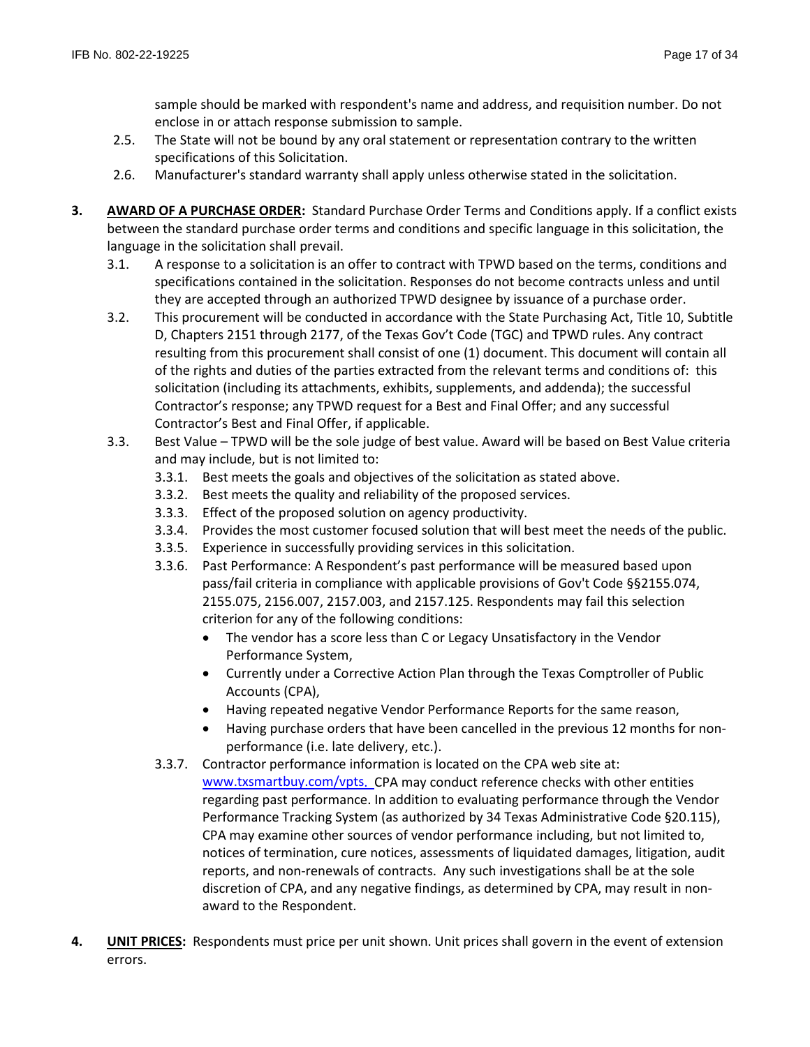sample should be marked with respondent's name and address, and requisition number. Do not enclose in or attach response submission to sample.

2.5. The State will not be bound by any oral statement or representation contrary to the written specifications of this Solicitation.

2.6. Manufacturer's standard warranty shall apply unless otherwise stated in the solicitation.

3. **AWARD OF A PURCHASE ORDER:** Standard Purchase Order Terms and Conditions apply. If a conflict exists between the standard purchase order terms and conditions and specific language in this solicitation, the language in the solicitation shall prevail.

   3.1. A response to a solicitation is an offer to contract with TPWD based on the terms, conditions and specifications contained in the solicitation. Responses do not become contracts unless and until they are accepted through an authorized TPWD designee by issuance of a purchase order.

   3.2. This procurement will be conducted in accordance with the State Purchasing Act, Title 10, Subtitle D, Chapters 2151 through 2177, of the Texas Gov't Code (TGC) and TPWD rules. Any contract resulting from this procurement shall consist of one (1) document. This document will contain all of the rights and duties of the parties extracted from the relevant terms and conditions of: this solicitation (including its attachments, exhibits, supplements, and addenda); the successful Contractor's response; any TPWD request for a Best and Final Offer; and any successful Contractor's Best and Final Offer, if applicable.

   3.3. Best Value – TPWD will be the sole judge of best value. Award will be based on Best Value criteria and may include, but is not limited to:

   3.3.1. Best meets the goals and objectives of the solicitation as stated above.

   3.3.2. Best meets the quality and reliability of the proposed services.

   3.3.3. Effect of the proposed solution on agency productivity.

   3.3.4. Provides the most customer focused solution that will best meet the needs of the public.

   3.3.5. Experience in successfully providing services in this solicitation.

   3.3.6. Past Performance: A Respondent's past performance will be measured based upon pass/fail criteria in compliance with applicable provisions of Gov't Code §§2155.074, 2155.075, 2156.007, 2157.003, and 2157.125. Respondents may fail this selection criterion for any of the following conditions:

   - The vendor has a score less than C or Legacy Unsatisfactory in the Vendor Performance System,
   - Currently under a Corrective Action Plan through the Texas Comptroller of Public Accounts (CPA),
   - Having repeated negative Vendor Performance Reports for the same reason,
   - Having purchase orders that have been cancelled in the previous 12 months for non-performance (i.e. late delivery, etc.).

   3.3.7. Contractor performance information is located on the CPA web site at: www.txsmartbuy.com/vpts. CPA may conduct reference checks with other entities regarding past performance. In addition to evaluating performance through the Vendor Performance Tracking System (as authorized by 34 Texas Administrative Code §20.115), CPA may examine other sources of vendor performance including, but not limited to, notices of termination, cure notices, assessments of liquidated damages, litigation, audit reports, and non-renewals of contracts. Any such investigations shall be at the sole discretion of CPA, and any negative findings, as determined by CPA, may result in non-award to the Respondent.

4. **UNIT PRICES:** Respondents must price per unit shown. Unit prices shall govern in the event of extension errors.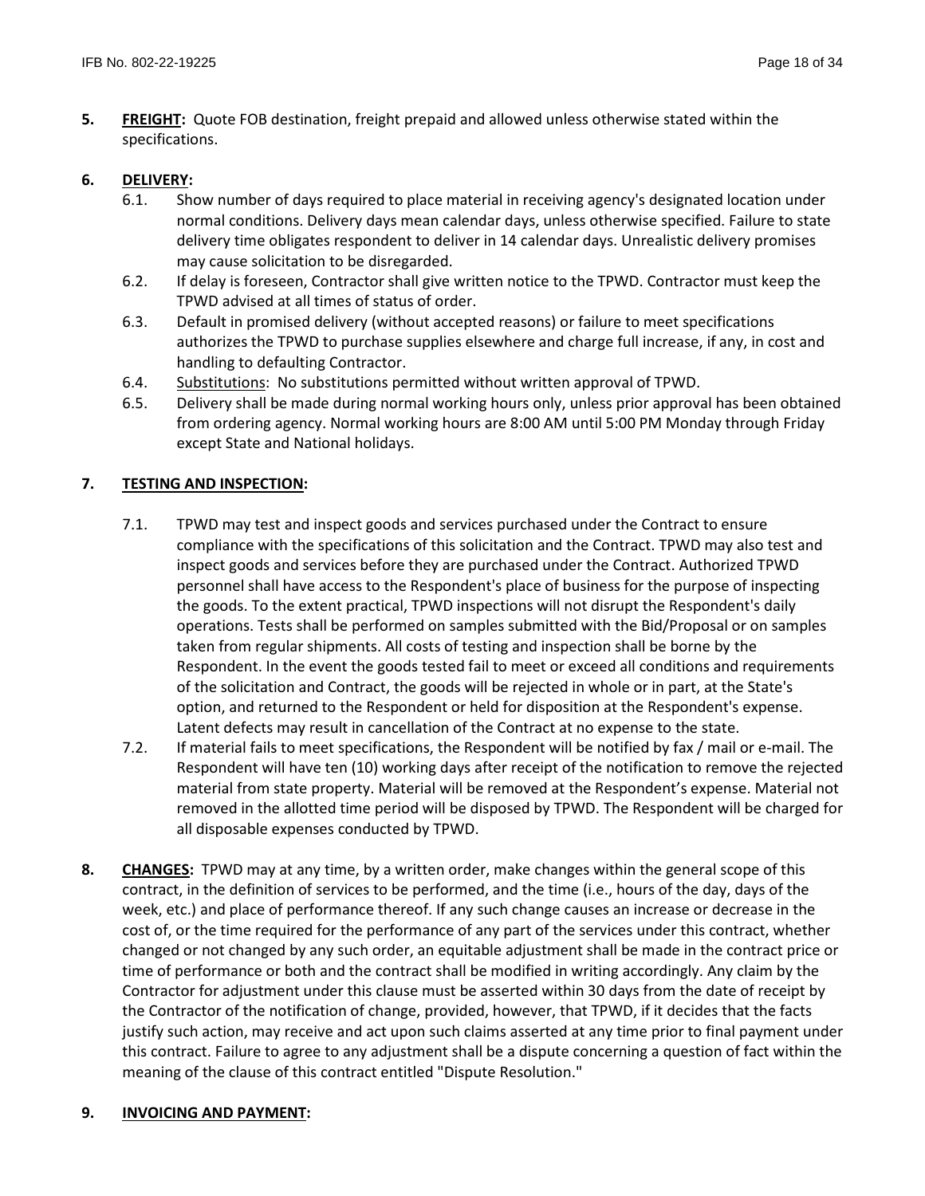5. **FREIGHT:** Quote FOB destination, freight prepaid and allowed unless otherwise stated within the specifications.

6. **DELIVERY:**
   - 6.1. Show number of days required to place material in receiving agency's designated location under normal conditions. Delivery days mean calendar days, unless otherwise specified. Failure to state delivery time obligates respondent to deliver in 14 calendar days. Unrealistic delivery promises may cause solicitation to be disregarded.
   - 6.2. If delay is foreseen, Contractor shall give written notice to the TPWD. Contractor must keep the TPWD advised at all times of status of order.
   - 6.3. Default in promised delivery (without accepted reasons) or failure to meet specifications authorizes the TPWD to purchase supplies elsewhere and charge full increase, if any, in cost and handling to defaulting Contractor.
   - 6.4. Substitutions: No substitutions permitted without written approval of TPWD.
   - 6.5. Delivery shall be made during normal working hours only, unless prior approval has been obtained from ordering agency. Normal working hours are 8:00 AM until 5:00 PM Monday through Friday except State and National holidays.

7. **TESTING AND INSPECTION:**
   - 7.1. TPWD may test and inspect goods and services purchased under the Contract to ensure compliance with the specifications of this solicitation and the Contract. TPWD may also test and inspect goods and services before they are purchased under the Contract. Authorized TPWD personnel shall have access to the Respondent's place of business for the purpose of inspecting the goods. To the extent practical, TPWD inspections will not disrupt the Respondent's daily operations. Tests shall be performed on samples submitted with the Bid/Proposal or on samples taken from regular shipments. All costs of testing and inspection shall be borne by the Respondent. In the event the goods tested fail to meet or exceed all conditions and requirements of the solicitation and Contract, the goods will be rejected in whole or in part, at the State's option, and returned to the Respondent or held for disposition at the Respondent's expense. Latent defects may result in cancellation of the Contract at no expense to the state.
   - 7.2. If material fails to meet specifications, the Respondent will be notified by fax / mail or e-mail. The Respondent will have ten (10) working days after receipt of the notification to remove the rejected material from state property. Material will be removed at the Respondent's expense. Material not removed in the allotted time period will be disposed by TPWD. The Respondent will be charged for all disposable expenses conducted by TPWD.

8. **CHANGES:** TPWD may at any time, by a written order, make changes within the general scope of this contract, in the definition of services to be performed, and the time (i.e., hours of the day, days of the week, etc.) and place of performance thereof. If any such change causes an increase or decrease in the cost of, or the time required for the performance of any part of the services under this contract, whether changed or not changed by any such order, an equitable adjustment shall be made in the contract price or time of performance or both and the contract shall be modified in writing accordingly. Any claim by the Contractor for adjustment under this clause must be asserted within 30 days from the date of receipt by the Contractor of the notification of change, provided, however, that TPWD, if it decides that the facts justify such action, may receive and act upon such claims asserted at any time prior to final payment under this contract. Failure to agree to any adjustment shall be a dispute concerning a question of fact within the meaning of the clause of this contract entitled "Dispute Resolution."

9. **INVOICING AND PAYMENT:**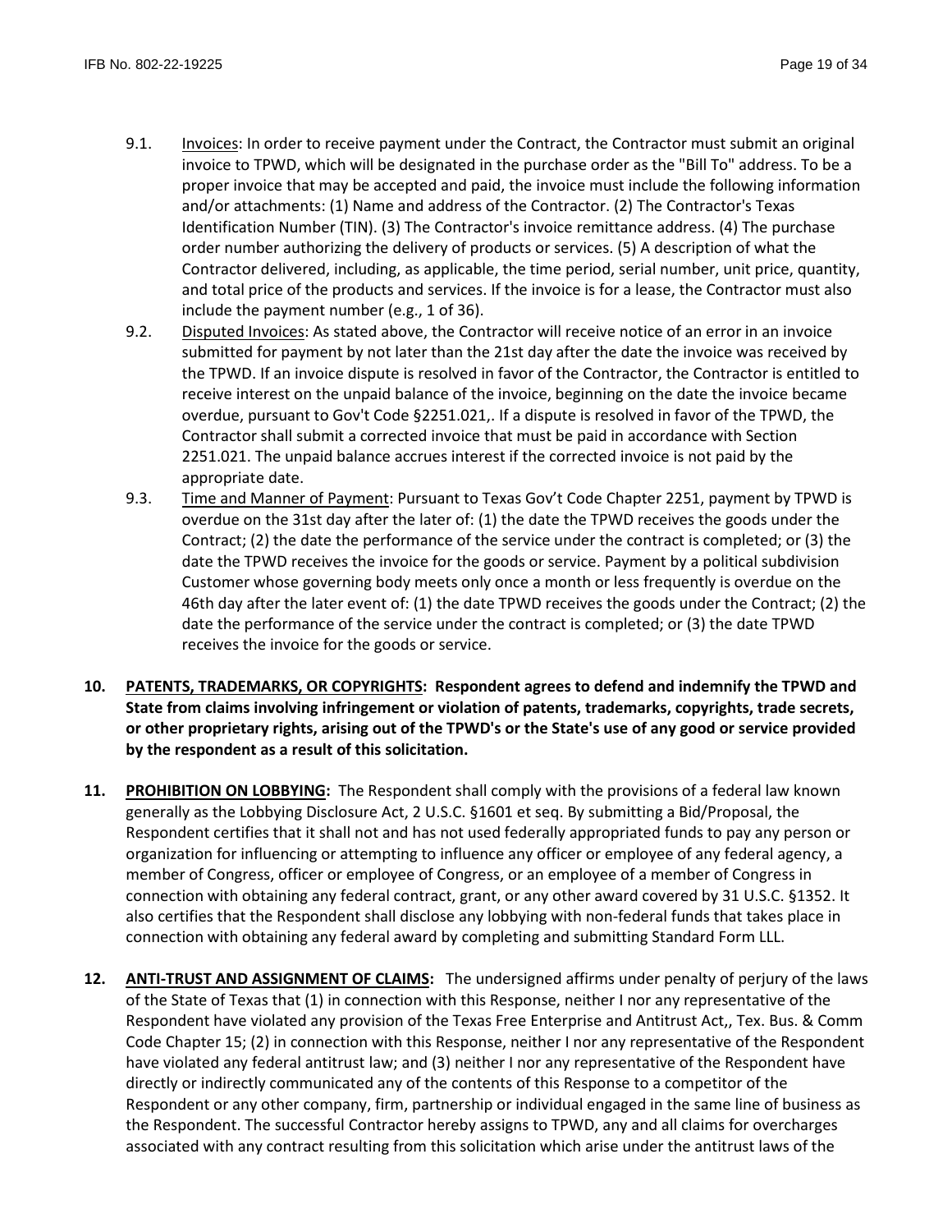9.1. Invoices: In order to receive payment under the Contract, the Contractor must submit an original invoice to TPWD, which will be designated in the purchase order as the "Bill To" address. To be a proper invoice that may be accepted and paid, the invoice must include the following information and/or attachments: (1) Name and address of the Contractor. (2) The Contractor's Texas Identification Number (TIN). (3) The Contractor's invoice remittance address. (4) The purchase order number authorizing the delivery of products or services. (5) A description of what the Contractor delivered, including, as applicable, the time period, serial number, unit price, quantity, and total price of the products and services. If the invoice is for a lease, the Contractor must also include the payment number (e.g., 1 of 36).

9.2. Disputed Invoices: As stated above, the Contractor will receive notice of an error in an invoice submitted for payment by not later than the 21st day after the date the invoice was received by the TPWD. If an invoice dispute is resolved in favor of the Contractor, the Contractor is entitled to receive interest on the unpaid balance of the invoice, beginning on the date the invoice became overdue, pursuant to Gov't Code §2251.021,. If a dispute is resolved in favor of the TPWD, the Contractor shall submit a corrected invoice that must be paid in accordance with Section 2251.021. The unpaid balance accrues interest if the corrected invoice is not paid by the appropriate date.

9.3. Time and Manner of Payment: Pursuant to Texas Gov't Code Chapter 2251, payment by TPWD is overdue on the 31st day after the later of: (1) the date the TPWD receives the goods under the Contract; (2) the date the performance of the service under the contract is completed; or (3) the date the TPWD receives the invoice for the goods or service. Payment by a political subdivision Customer whose governing body meets only once a month or less frequently is overdue on the 46th day after the later event of: (1) the date TPWD receives the goods under the Contract; (2) the date the performance of the service under the contract is completed; or (3) the date TPWD receives the invoice for the goods or service.

**10. PATENTS, TRADEMARKS, OR COPYRIGHTS: Respondent agrees to defend and indemnify the TPWD and State from claims involving infringement or violation of patents, trademarks, copyrights, trade secrets, or other proprietary rights, arising out of the TPWD's or the State's use of any good or service provided by the respondent as a result of this solicitation.**

**11. PROHIBITION ON LOBBYING:** The Respondent shall comply with the provisions of a federal law known generally as the Lobbying Disclosure Act, 2 U.S.C. §1601 et seq. By submitting a Bid/Proposal, the Respondent certifies that it shall not and has not used federally appropriated funds to pay any person or organization for influencing or attempting to influence any officer or employee of any federal agency, a member of Congress, officer or employee of Congress, or an employee of a member of Congress in connection with obtaining any federal contract, grant, or any other award covered by 31 U.S.C. §1352. It also certifies that the Respondent shall disclose any lobbying with non-federal funds that takes place in connection with obtaining any federal award by completing and submitting Standard Form LLL.

**12. ANTI-TRUST AND ASSIGNMENT OF CLAIMS:** The undersigned affirms under penalty of perjury of the laws of the State of Texas that (1) in connection with this Response, neither I nor any representative of the Respondent have violated any provision of the Texas Free Enterprise and Antitrust Act,, Tex. Bus. & Comm Code Chapter 15; (2) in connection with this Response, neither I nor any representative of the Respondent have violated any federal antitrust law; and (3) neither I nor any representative of the Respondent have directly or indirectly communicated any of the contents of this Response to a competitor of the Respondent or any other company, firm, partnership or individual engaged in the same line of business as the Respondent. The successful Contractor hereby assigns to TPWD, any and all claims for overcharges associated with any contract resulting from this solicitation which arise under the antitrust laws of the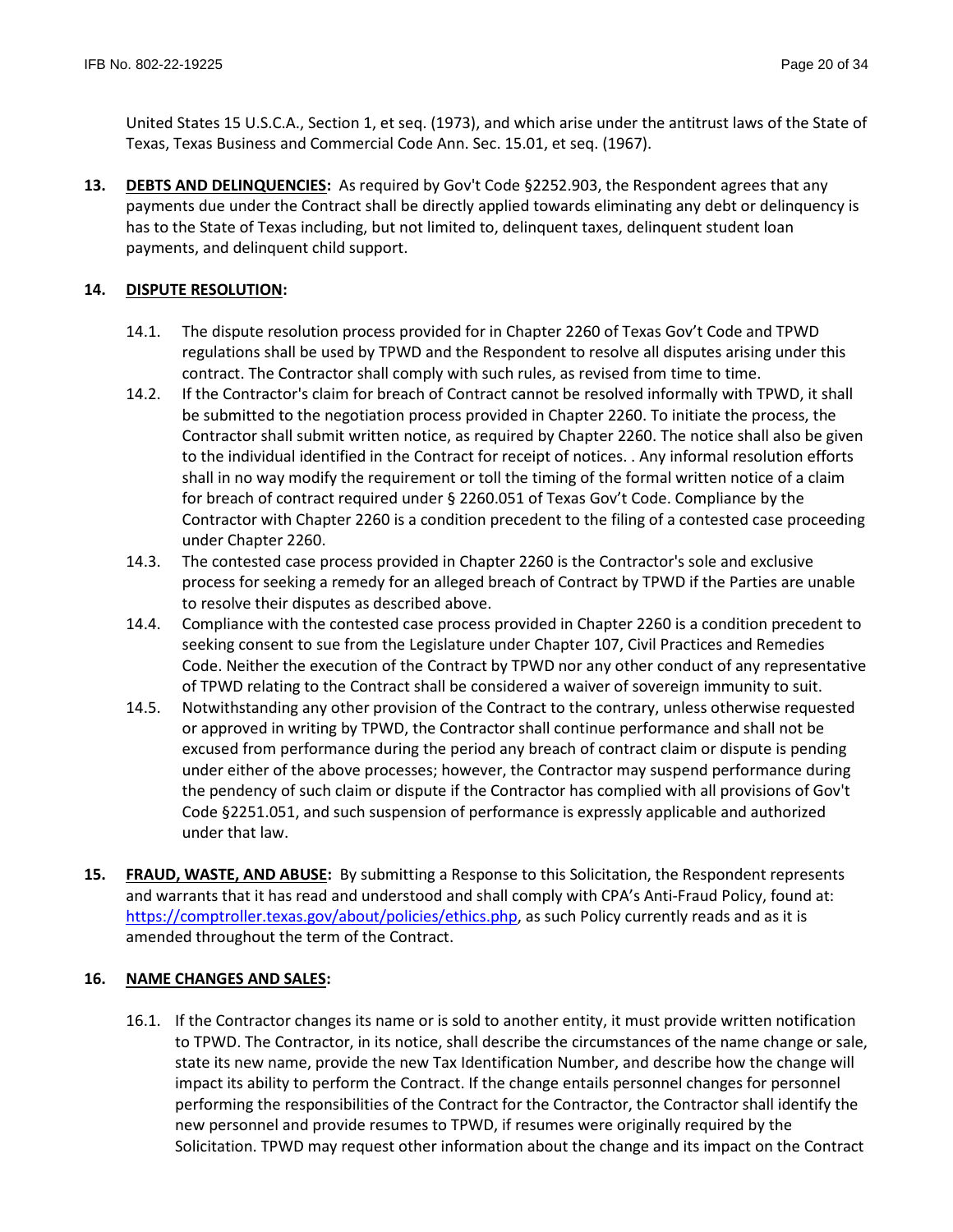United States 15 U.S.C.A., Section 1, et seq. (1973), and which arise under the antitrust laws of the State of Texas, Texas Business and Commercial Code Ann. Sec. 15.01, et seq. (1967).

13. **DEBTS AND DELINQUENCIES:** As required by Gov't Code §2252.903, the Respondent agrees that any payments due under the Contract shall be directly applied towards eliminating any debt or delinquency is has to the State of Texas including, but not limited to, delinquent taxes, delinquent student loan payments, and delinquent child support.

14. **DISPUTE RESOLUTION:**

   14.1. The dispute resolution process provided for in Chapter 2260 of Texas Gov't Code and TPWD regulations shall be used by TPWD and the Respondent to resolve all disputes arising under this contract. The Contractor shall comply with such rules, as revised from time to time.

   14.2. If the Contractor's claim for breach of Contract cannot be resolved informally with TPWD, it shall be submitted to the negotiation process provided in Chapter 2260. To initiate the process, the Contractor shall submit written notice, as required by Chapter 2260. The notice shall also be given to the individual identified in the Contract for receipt of notices. . Any informal resolution efforts shall in no way modify the requirement or toll the timing of the formal written notice of a claim for breach of contract required under § 2260.051 of Texas Gov't Code. Compliance by the Contractor with Chapter 2260 is a condition precedent to the filing of a contested case proceeding under Chapter 2260.

   14.3. The contested case process provided in Chapter 2260 is the Contractor's sole and exclusive process for seeking a remedy for an alleged breach of Contract by TPWD if the Parties are unable to resolve their disputes as described above.

   14.4. Compliance with the contested case process provided in Chapter 2260 is a condition precedent to seeking consent to sue from the Legislature under Chapter 107, Civil Practices and Remedies Code. Neither the execution of the Contract by TPWD nor any other conduct of any representative of TPWD relating to the Contract shall be considered a waiver of sovereign immunity to suit.

   14.5. Notwithstanding any other provision of the Contract to the contrary, unless otherwise requested or approved in writing by TPWD, the Contractor shall continue performance and shall not be excused from performance during the period any breach of contract claim or dispute is pending under either of the above processes; however, the Contractor may suspend performance during the pendency of such claim or dispute if the Contractor has complied with all provisions of Gov't Code §2251.051, and such suspension of performance is expressly applicable and authorized under that law.

15. **FRAUD, WASTE, AND ABUSE:** By submitting a Response to this Solicitation, the Respondent represents and warrants that it has read and understood and shall comply with CPA's Anti-Fraud Policy, found at: https://comptroller.texas.gov/about/policies/ethics.php, as such Policy currently reads and as it is amended throughout the term of the Contract.

16. **NAME CHANGES AND SALES:**

   16.1. If the Contractor changes its name or is sold to another entity, it must provide written notification to TPWD. The Contractor, in its notice, shall describe the circumstances of the name change or sale, state its new name, provide the new Tax Identification Number, and describe how the change will impact its ability to perform the Contract. If the change entails personnel changes for personnel performing the responsibilities of the Contract for the Contractor, the Contractor shall identify the new personnel and provide resumes to TPWD, if resumes were originally required by the Solicitation. TPWD may request other information about the change and its impact on the Contract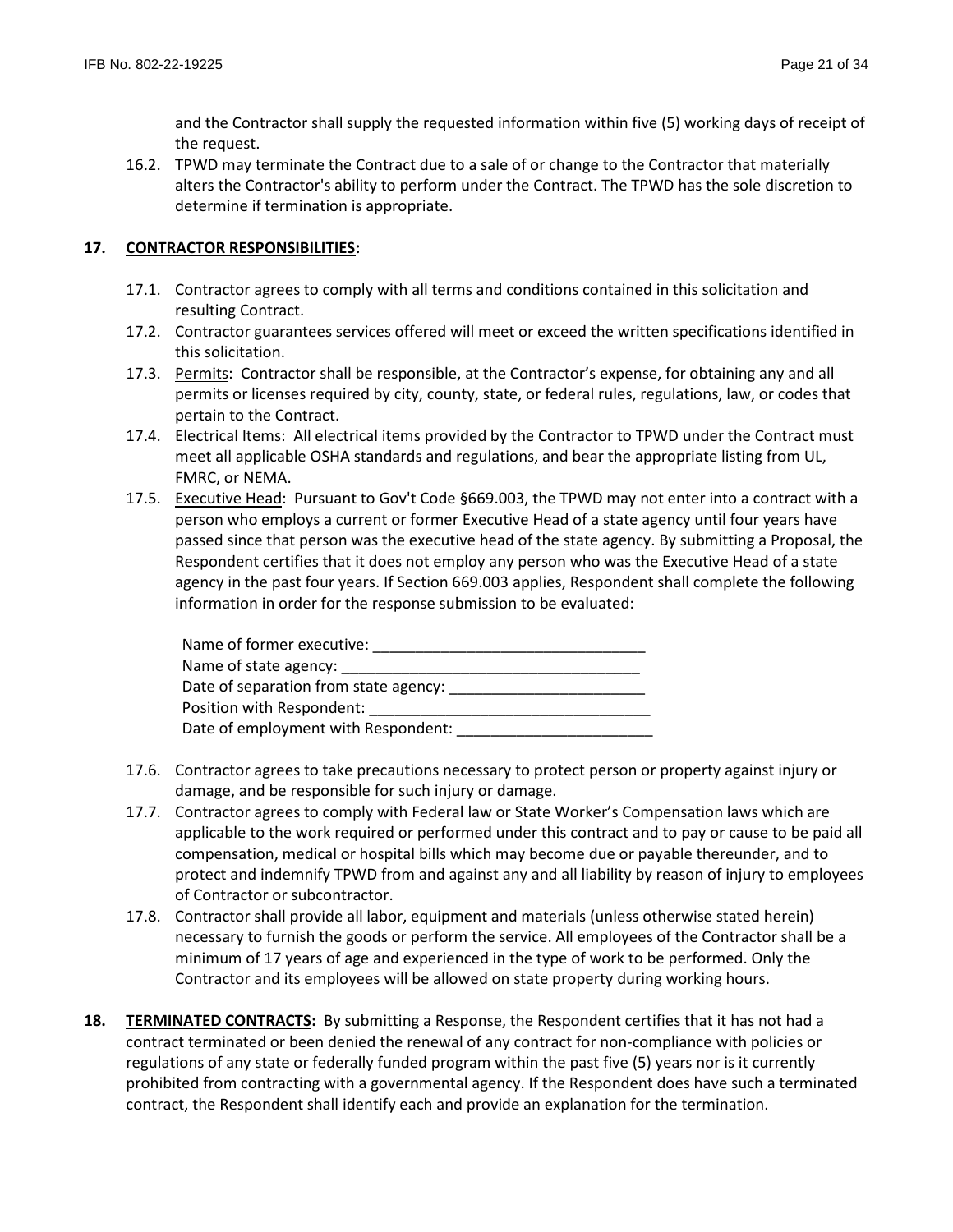and the Contractor shall supply the requested information within five (5) working days of receipt of the request.

16.2. TPWD may terminate the Contract due to a sale of or change to the Contractor that materially alters the Contractor's ability to perform under the Contract. The TPWD has the sole discretion to determine if termination is appropriate.

**17. CONTRACTOR RESPONSIBILITIES:**

17.1. Contractor agrees to comply with all terms and conditions contained in this solicitation and resulting Contract.

17.2. Contractor guarantees services offered will meet or exceed the written specifications identified in this solicitation.

17.3. Permits: Contractor shall be responsible, at the Contractor's expense, for obtaining any and all permits or licenses required by city, county, state, or federal rules, regulations, law, or codes that pertain to the Contract.

17.4. Electrical Items: All electrical items provided by the Contractor to TPWD under the Contract must meet all applicable OSHA standards and regulations, and bear the appropriate listing from UL, FMRC, or NEMA.

17.5. Executive Head: Pursuant to Gov't Code §669.003, the TPWD may not enter into a contract with a person who employs a current or former Executive Head of a state agency until four years have passed since that person was the executive head of the state agency. By submitting a Proposal, the Respondent certifies that it does not employ any person who was the Executive Head of a state agency in the past four years. If Section 669.003 applies, Respondent shall complete the following information in order for the response submission to be evaluated:

Name of former executive: ________________________________
Name of state agency: ___________________________________
Date of separation from state agency: _______________________
Position with Respondent: _________________________________
Date of employment with Respondent: _______________________

17.6. Contractor agrees to take precautions necessary to protect person or property against injury or damage, and be responsible for such injury or damage.

17.7. Contractor agrees to comply with Federal law or State Worker's Compensation laws which are applicable to the work required or performed under this contract and to pay or cause to be paid all compensation, medical or hospital bills which may become due or payable thereunder, and to protect and indemnify TPWD from and against any and all liability by reason of injury to employees of Contractor or subcontractor.

17.8. Contractor shall provide all labor, equipment and materials (unless otherwise stated herein) necessary to furnish the goods or perform the service. All employees of the Contractor shall be a minimum of 17 years of age and experienced in the type of work to be performed. Only the Contractor and its employees will be allowed on state property during working hours.

**18. TERMINATED CONTRACTS:** By submitting a Response, the Respondent certifies that it has not had a contract terminated or been denied the renewal of any contract for non-compliance with policies or regulations of any state or federally funded program within the past five (5) years nor is it currently prohibited from contracting with a governmental agency. If the Respondent does have such a terminated contract, the Respondent shall identify each and provide an explanation for the termination.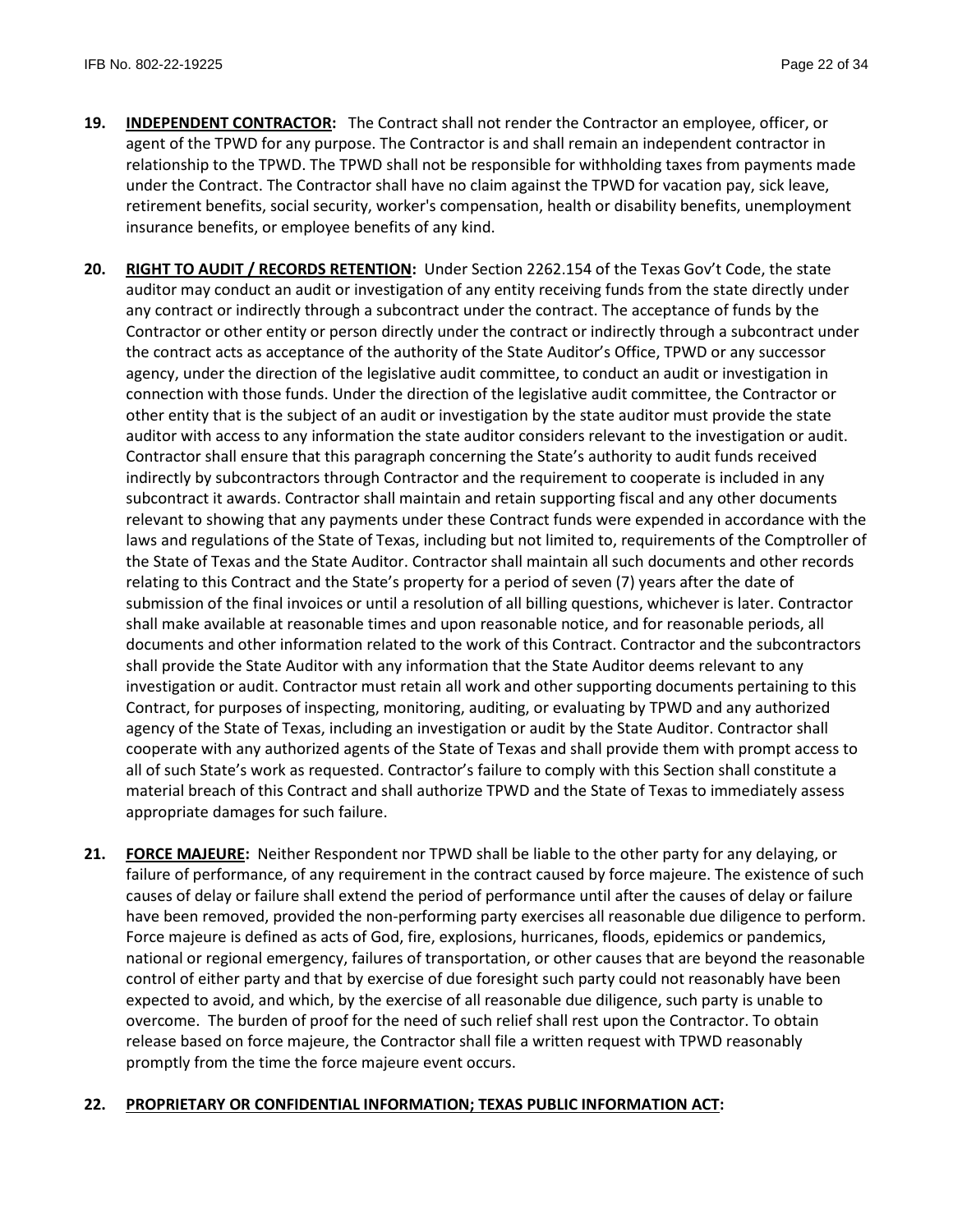**19.** **<u>INDEPENDENT CONTRACTOR</u>:** The Contract shall not render the Contractor an employee, officer, or agent of the TPWD for any purpose. The Contractor is and shall remain an independent contractor in relationship to the TPWD. The TPWD shall not be responsible for withholding taxes from payments made under the Contract. The Contractor shall have no claim against the TPWD for vacation pay, sick leave, retirement benefits, social security, worker's compensation, health or disability benefits, unemployment insurance benefits, or employee benefits of any kind.

**20.** **<u>RIGHT TO AUDIT / RECORDS RETENTION</u>:** Under Section 2262.154 of the Texas Gov't Code, the state auditor may conduct an audit or investigation of any entity receiving funds from the state directly under any contract or indirectly through a subcontract under the contract. The acceptance of funds by the Contractor or other entity or person directly under the contract or indirectly through a subcontract under the contract acts as acceptance of the authority of the State Auditor's Office, TPWD or any successor agency, under the direction of the legislative audit committee, to conduct an audit or investigation in connection with those funds. Under the direction of the legislative audit committee, the Contractor or other entity that is the subject of an audit or investigation by the state auditor must provide the state auditor with access to any information the state auditor considers relevant to the investigation or audit. Contractor shall ensure that this paragraph concerning the State's authority to audit funds received indirectly by subcontractors through Contractor and the requirement to cooperate is included in any subcontract it awards. Contractor shall maintain and retain supporting fiscal and any other documents relevant to showing that any payments under these Contract funds were expended in accordance with the laws and regulations of the State of Texas, including but not limited to, requirements of the Comptroller of the State of Texas and the State Auditor. Contractor shall maintain all such documents and other records relating to this Contract and the State's property for a period of seven (7) years after the date of submission of the final invoices or until a resolution of all billing questions, whichever is later. Contractor shall make available at reasonable times and upon reasonable notice, and for reasonable periods, all documents and other information related to the work of this Contract. Contractor and the subcontractors shall provide the State Auditor with any information that the State Auditor deems relevant to any investigation or audit. Contractor must retain all work and other supporting documents pertaining to this Contract, for purposes of inspecting, monitoring, auditing, or evaluating by TPWD and any authorized agency of the State of Texas, including an investigation or audit by the State Auditor. Contractor shall cooperate with any authorized agents of the State of Texas and shall provide them with prompt access to all of such State's work as requested. Contractor's failure to comply with this Section shall constitute a material breach of this Contract and shall authorize TPWD and the State of Texas to immediately assess appropriate damages for such failure.

**21.** **<u>FORCE MAJEURE</u>:** Neither Respondent nor TPWD shall be liable to the other party for any delaying, or failure of performance, of any requirement in the contract caused by force majeure. The existence of such causes of delay or failure shall extend the period of performance until after the causes of delay or failure have been removed, provided the non-performing party exercises all reasonable due diligence to perform. Force majeure is defined as acts of God, fire, explosions, hurricanes, floods, epidemics or pandemics, national or regional emergency, failures of transportation, or other causes that are beyond the reasonable control of either party and that by exercise of due foresight such party could not reasonably have been expected to avoid, and which, by the exercise of all reasonable due diligence, such party is unable to overcome. The burden of proof for the need of such relief shall rest upon the Contractor. To obtain release based on force majeure, the Contractor shall file a written request with TPWD reasonably promptly from the time the force majeure event occurs.

**22.** **<u>PROPRIETARY OR CONFIDENTIAL INFORMATION; TEXAS PUBLIC INFORMATION ACT</u>:**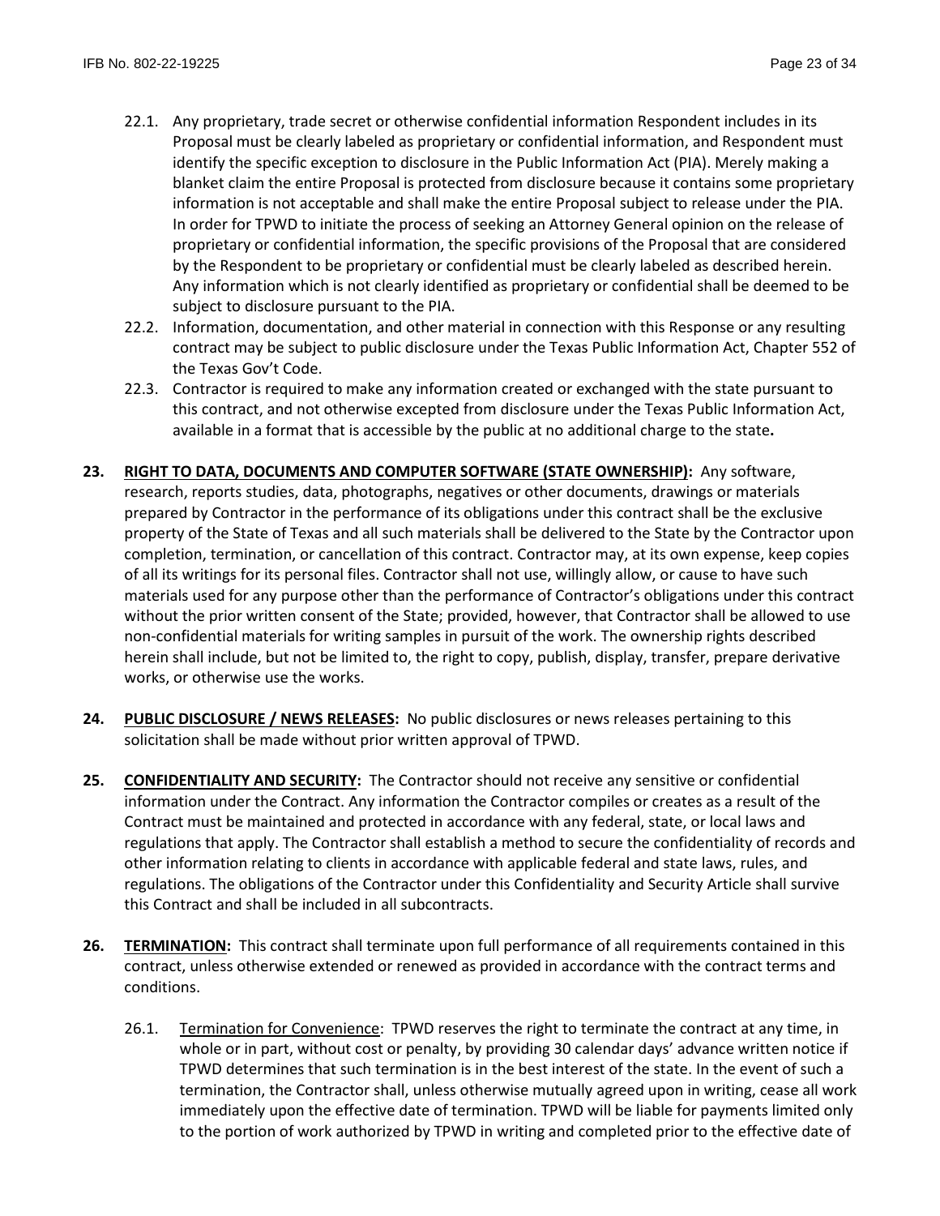22.1. Any proprietary, trade secret or otherwise confidential information Respondent includes in its Proposal must be clearly labeled as proprietary or confidential information, and Respondent must identify the specific exception to disclosure in the Public Information Act (PIA). Merely making a blanket claim the entire Proposal is protected from disclosure because it contains some proprietary information is not acceptable and shall make the entire Proposal subject to release under the PIA. In order for TPWD to initiate the process of seeking an Attorney General opinion on the release of proprietary or confidential information, the specific provisions of the Proposal that are considered by the Respondent to be proprietary or confidential must be clearly labeled as described herein. Any information which is not clearly identified as proprietary or confidential shall be deemed to be subject to disclosure pursuant to the PIA.

22.2. Information, documentation, and other material in connection with this Response or any resulting contract may be subject to public disclosure under the Texas Public Information Act, Chapter 552 of the Texas Gov't Code.

22.3. Contractor is required to make any information created or exchanged with the state pursuant to this contract, and not otherwise excepted from disclosure under the Texas Public Information Act, available in a format that is accessible by the public at no additional charge to the state**.**

**23. RIGHT TO DATA, DOCUMENTS AND COMPUTER SOFTWARE (STATE OWNERSHIP):** Any software, research, reports studies, data, photographs, negatives or other documents, drawings or materials prepared by Contractor in the performance of its obligations under this contract shall be the exclusive property of the State of Texas and all such materials shall be delivered to the State by the Contractor upon completion, termination, or cancellation of this contract. Contractor may, at its own expense, keep copies of all its writings for its personal files. Contractor shall not use, willingly allow, or cause to have such materials used for any purpose other than the performance of Contractor's obligations under this contract without the prior written consent of the State; provided, however, that Contractor shall be allowed to use non-confidential materials for writing samples in pursuit of the work. The ownership rights described herein shall include, but not be limited to, the right to copy, publish, display, transfer, prepare derivative works, or otherwise use the works.

**24. PUBLIC DISCLOSURE / NEWS RELEASES:** No public disclosures or news releases pertaining to this solicitation shall be made without prior written approval of TPWD.

**25. CONFIDENTIALITY AND SECURITY:** The Contractor should not receive any sensitive or confidential information under the Contract. Any information the Contractor compiles or creates as a result of the Contract must be maintained and protected in accordance with any federal, state, or local laws and regulations that apply. The Contractor shall establish a method to secure the confidentiality of records and other information relating to clients in accordance with applicable federal and state laws, rules, and regulations. The obligations of the Contractor under this Confidentiality and Security Article shall survive this Contract and shall be included in all subcontracts.

**26. TERMINATION:** This contract shall terminate upon full performance of all requirements contained in this contract, unless otherwise extended or renewed as provided in accordance with the contract terms and conditions.

26.1. Termination for Convenience: TPWD reserves the right to terminate the contract at any time, in whole or in part, without cost or penalty, by providing 30 calendar days' advance written notice if TPWD determines that such termination is in the best interest of the state. In the event of such a termination, the Contractor shall, unless otherwise mutually agreed upon in writing, cease all work immediately upon the effective date of termination. TPWD will be liable for payments limited only to the portion of work authorized by TPWD in writing and completed prior to the effective date of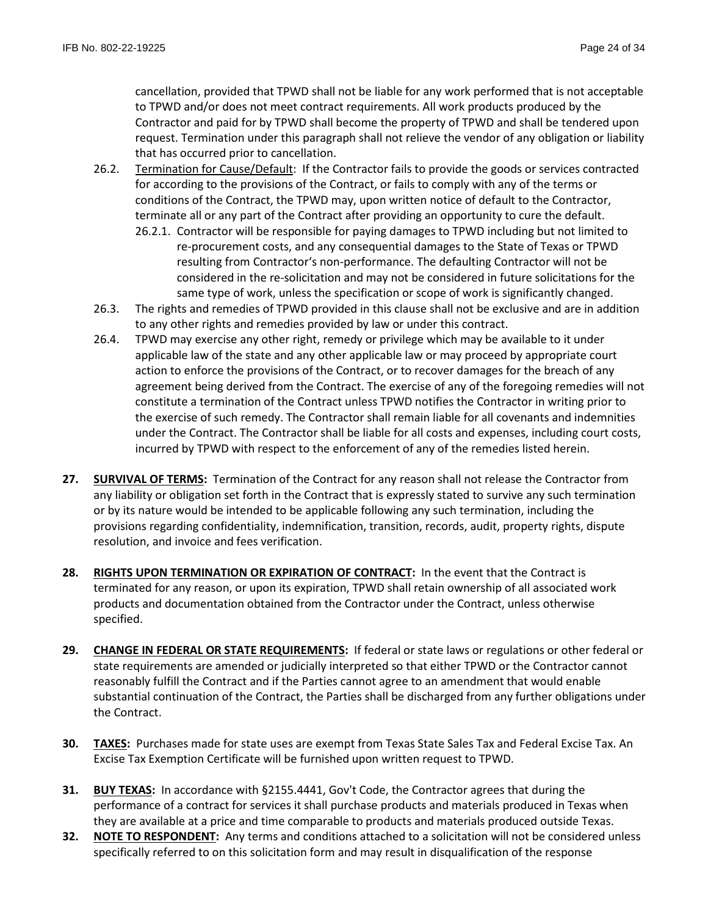cancellation, provided that TPWD shall not be liable for any work performed that is not acceptable to TPWD and/or does not meet contract requirements. All work products produced by the Contractor and paid for by TPWD shall become the property of TPWD and shall be tendered upon request. Termination under this paragraph shall not relieve the vendor of any obligation or liability that has occurred prior to cancellation.

26.2. Termination for Cause/Default: If the Contractor fails to provide the goods or services contracted for according to the provisions of the Contract, or fails to comply with any of the terms or conditions of the Contract, the TPWD may, upon written notice of default to the Contractor, terminate all or any part of the Contract after providing an opportunity to cure the default.

26.2.1. Contractor will be responsible for paying damages to TPWD including but not limited to re-procurement costs, and any consequential damages to the State of Texas or TPWD resulting from Contractor's non-performance. The defaulting Contractor will not be considered in the re-solicitation and may not be considered in future solicitations for the same type of work, unless the specification or scope of work is significantly changed.

26.3. The rights and remedies of TPWD provided in this clause shall not be exclusive and are in addition to any other rights and remedies provided by law or under this contract.

26.4. TPWD may exercise any other right, remedy or privilege which may be available to it under applicable law of the state and any other applicable law or may proceed by appropriate court action to enforce the provisions of the Contract, or to recover damages for the breach of any agreement being derived from the Contract. The exercise of any of the foregoing remedies will not constitute a termination of the Contract unless TPWD notifies the Contractor in writing prior to the exercise of such remedy. The Contractor shall remain liable for all covenants and indemnities under the Contract. The Contractor shall be liable for all costs and expenses, including court costs, incurred by TPWD with respect to the enforcement of any of the remedies listed herein.

**27. SURVIVAL OF TERMS:** Termination of the Contract for any reason shall not release the Contractor from any liability or obligation set forth in the Contract that is expressly stated to survive any such termination or by its nature would be intended to be applicable following any such termination, including the provisions regarding confidentiality, indemnification, transition, records, audit, property rights, dispute resolution, and invoice and fees verification.

**28. RIGHTS UPON TERMINATION OR EXPIRATION OF CONTRACT:** In the event that the Contract is terminated for any reason, or upon its expiration, TPWD shall retain ownership of all associated work products and documentation obtained from the Contractor under the Contract, unless otherwise specified.

**29. CHANGE IN FEDERAL OR STATE REQUIREMENTS:** If federal or state laws or regulations or other federal or state requirements are amended or judicially interpreted so that either TPWD or the Contractor cannot reasonably fulfill the Contract and if the Parties cannot agree to an amendment that would enable substantial continuation of the Contract, the Parties shall be discharged from any further obligations under the Contract.

**30. TAXES:** Purchases made for state uses are exempt from Texas State Sales Tax and Federal Excise Tax. An Excise Tax Exemption Certificate will be furnished upon written request to TPWD.

**31. BUY TEXAS:** In accordance with §2155.4441, Gov't Code, the Contractor agrees that during the performance of a contract for services it shall purchase products and materials produced in Texas when they are available at a price and time comparable to products and materials produced outside Texas.

**32. NOTE TO RESPONDENT:** Any terms and conditions attached to a solicitation will not be considered unless specifically referred to on this solicitation form and may result in disqualification of the response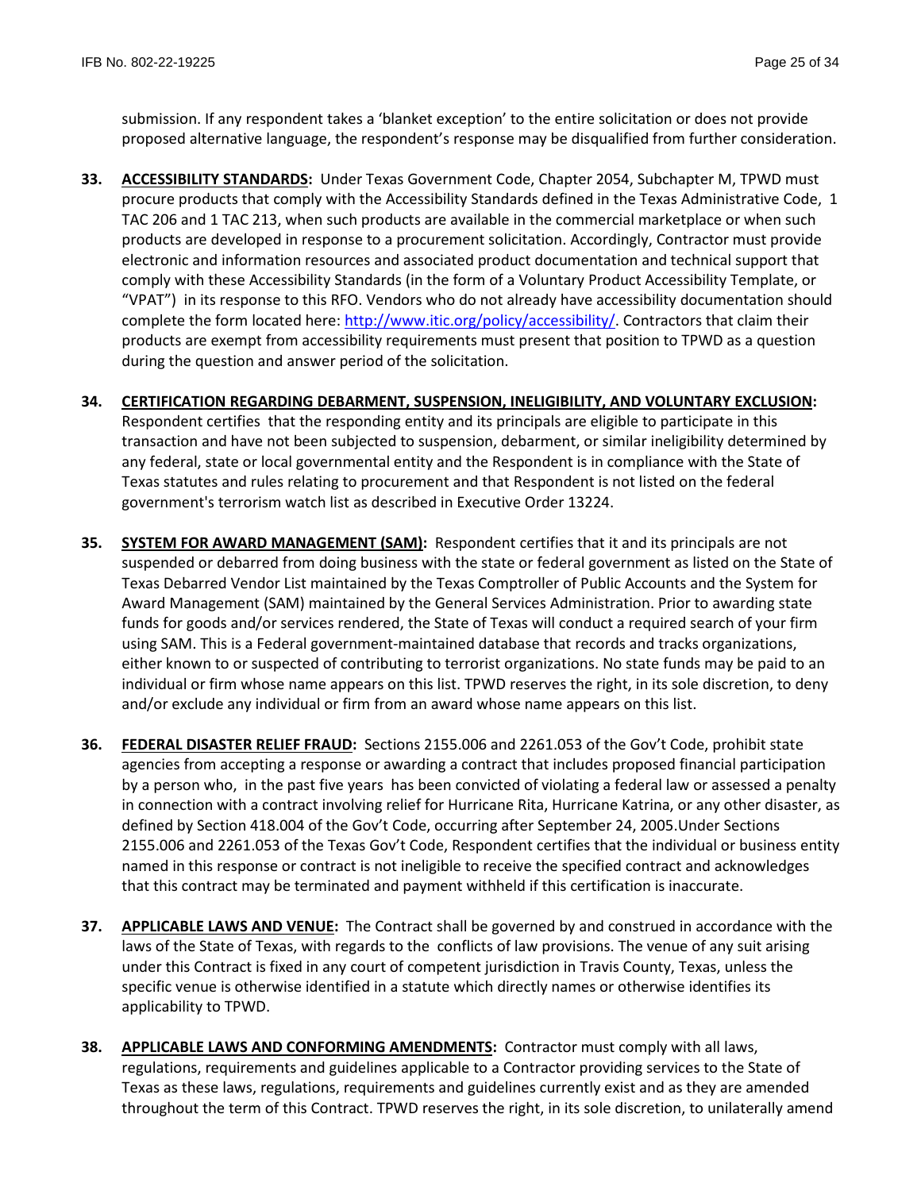submission. If any respondent takes a 'blanket exception' to the entire solicitation or does not provide proposed alternative language, the respondent's response may be disqualified from further consideration.

**33. ACCESSIBILITY STANDARDS:** Under Texas Government Code, Chapter 2054, Subchapter M, TPWD must procure products that comply with the Accessibility Standards defined in the Texas Administrative Code, 1 TAC 206 and 1 TAC 213, when such products are available in the commercial marketplace or when such products are developed in response to a procurement solicitation. Accordingly, Contractor must provide electronic and information resources and associated product documentation and technical support that comply with these Accessibility Standards (in the form of a Voluntary Product Accessibility Template, or "VPAT") in its response to this RFO. Vendors who do not already have accessibility documentation should complete the form located here: [http://www.itic.org/policy/accessibility/](http://www.itic.org/policy/accessibility/). Contractors that claim their products are exempt from accessibility requirements must present that position to TPWD as a question during the question and answer period of the solicitation.

**34. CERTIFICATION REGARDING DEBARMENT, SUSPENSION, INELIGIBILITY, AND VOLUNTARY EXCLUSION:** Respondent certifies that the responding entity and its principals are eligible to participate in this transaction and have not been subjected to suspension, debarment, or similar ineligibility determined by any federal, state or local governmental entity and the Respondent is in compliance with the State of Texas statutes and rules relating to procurement and that Respondent is not listed on the federal government's terrorism watch list as described in Executive Order 13224.

**35. SYSTEM FOR AWARD MANAGEMENT (SAM):** Respondent certifies that it and its principals are not suspended or debarred from doing business with the state or federal government as listed on the State of Texas Debarred Vendor List maintained by the Texas Comptroller of Public Accounts and the System for Award Management (SAM) maintained by the General Services Administration. Prior to awarding state funds for goods and/or services rendered, the State of Texas will conduct a required search of your firm using SAM. This is a Federal government-maintained database that records and tracks organizations, either known to or suspected of contributing to terrorist organizations. No state funds may be paid to an individual or firm whose name appears on this list. TPWD reserves the right, in its sole discretion, to deny and/or exclude any individual or firm from an award whose name appears on this list.

**36. FEDERAL DISASTER RELIEF FRAUD:** Sections 2155.006 and 2261.053 of the Gov't Code, prohibit state agencies from accepting a response or awarding a contract that includes proposed financial participation by a person who, in the past five years has been convicted of violating a federal law or assessed a penalty in connection with a contract involving relief for Hurricane Rita, Hurricane Katrina, or any other disaster, as defined by Section 418.004 of the Gov't Code, occurring after September 24, 2005.Under Sections 2155.006 and 2261.053 of the Texas Gov't Code, Respondent certifies that the individual or business entity named in this response or contract is not ineligible to receive the specified contract and acknowledges that this contract may be terminated and payment withheld if this certification is inaccurate.

**37. APPLICABLE LAWS AND VENUE:** The Contract shall be governed by and construed in accordance with the laws of the State of Texas, with regards to the conflicts of law provisions. The venue of any suit arising under this Contract is fixed in any court of competent jurisdiction in Travis County, Texas, unless the specific venue is otherwise identified in a statute which directly names or otherwise identifies its applicability to TPWD.

**38. APPLICABLE LAWS AND CONFORMING AMENDMENTS:** Contractor must comply with all laws, regulations, requirements and guidelines applicable to a Contractor providing services to the State of Texas as these laws, regulations, requirements and guidelines currently exist and as they are amended throughout the term of this Contract. TPWD reserves the right, in its sole discretion, to unilaterally amend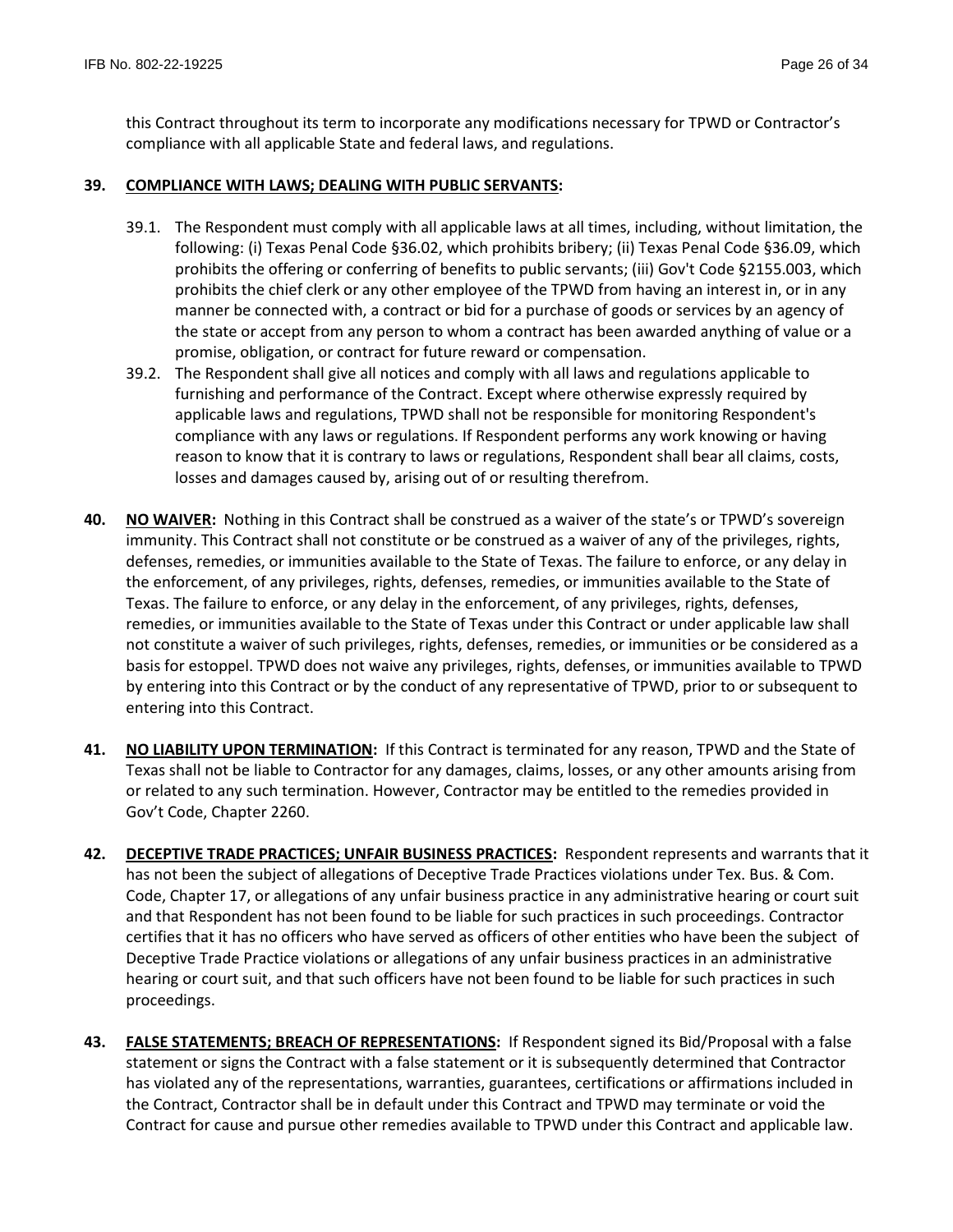this Contract throughout its term to incorporate any modifications necessary for TPWD or Contractor's compliance with all applicable State and federal laws, and regulations.

**39. <u>COMPLIANCE WITH LAWS; DEALING WITH PUBLIC SERVANTS</u>:**

39.1. The Respondent must comply with all applicable laws at all times, including, without limitation, the following: (i) Texas Penal Code §36.02, which prohibits bribery; (ii) Texas Penal Code §36.09, which prohibits the offering or conferring of benefits to public servants; (iii) Gov't Code §2155.003, which prohibits the chief clerk or any other employee of the TPWD from having an interest in, or in any manner be connected with, a contract or bid for a purchase of goods or services by an agency of the state or accept from any person to whom a contract has been awarded anything of value or a promise, obligation, or contract for future reward or compensation.

39.2. The Respondent shall give all notices and comply with all laws and regulations applicable to furnishing and performance of the Contract. Except where otherwise expressly required by applicable laws and regulations, TPWD shall not be responsible for monitoring Respondent's compliance with any laws or regulations. If Respondent performs any work knowing or having reason to know that it is contrary to laws or regulations, Respondent shall bear all claims, costs, losses and damages caused by, arising out of or resulting therefrom.

**40. <u>NO WAIVER</u>:** Nothing in this Contract shall be construed as a waiver of the state's or TPWD's sovereign immunity. This Contract shall not constitute or be construed as a waiver of any of the privileges, rights, defenses, remedies, or immunities available to the State of Texas. The failure to enforce, or any delay in the enforcement, of any privileges, rights, defenses, remedies, or immunities available to the State of Texas. The failure to enforce, or any delay in the enforcement, of any privileges, rights, defenses, remedies, or immunities available to the State of Texas under this Contract or under applicable law shall not constitute a waiver of such privileges, rights, defenses, remedies, or immunities or be considered as a basis for estoppel. TPWD does not waive any privileges, rights, defenses, or immunities available to TPWD by entering into this Contract or by the conduct of any representative of TPWD, prior to or subsequent to entering into this Contract.

**41. <u>NO LIABILITY UPON TERMINATION</u>:** If this Contract is terminated for any reason, TPWD and the State of Texas shall not be liable to Contractor for any damages, claims, losses, or any other amounts arising from or related to any such termination. However, Contractor may be entitled to the remedies provided in Gov't Code, Chapter 2260.

**42. <u>DECEPTIVE TRADE PRACTICES; UNFAIR BUSINESS PRACTICES</u>:** Respondent represents and warrants that it has not been the subject of allegations of Deceptive Trade Practices violations under Tex. Bus. & Com. Code, Chapter 17, or allegations of any unfair business practice in any administrative hearing or court suit and that Respondent has not been found to be liable for such practices in such proceedings. Contractor certifies that it has no officers who have served as officers of other entities who have been the subject of Deceptive Trade Practice violations or allegations of any unfair business practices in an administrative hearing or court suit, and that such officers have not been found to be liable for such practices in such proceedings.

**43. <u>FALSE STATEMENTS; BREACH OF REPRESENTATIONS</u>:** If Respondent signed its Bid/Proposal with a false statement or signs the Contract with a false statement or it is subsequently determined that Contractor has violated any of the representations, warranties, guarantees, certifications or affirmations included in the Contract, Contractor shall be in default under this Contract and TPWD may terminate or void the Contract for cause and pursue other remedies available to TPWD under this Contract and applicable law.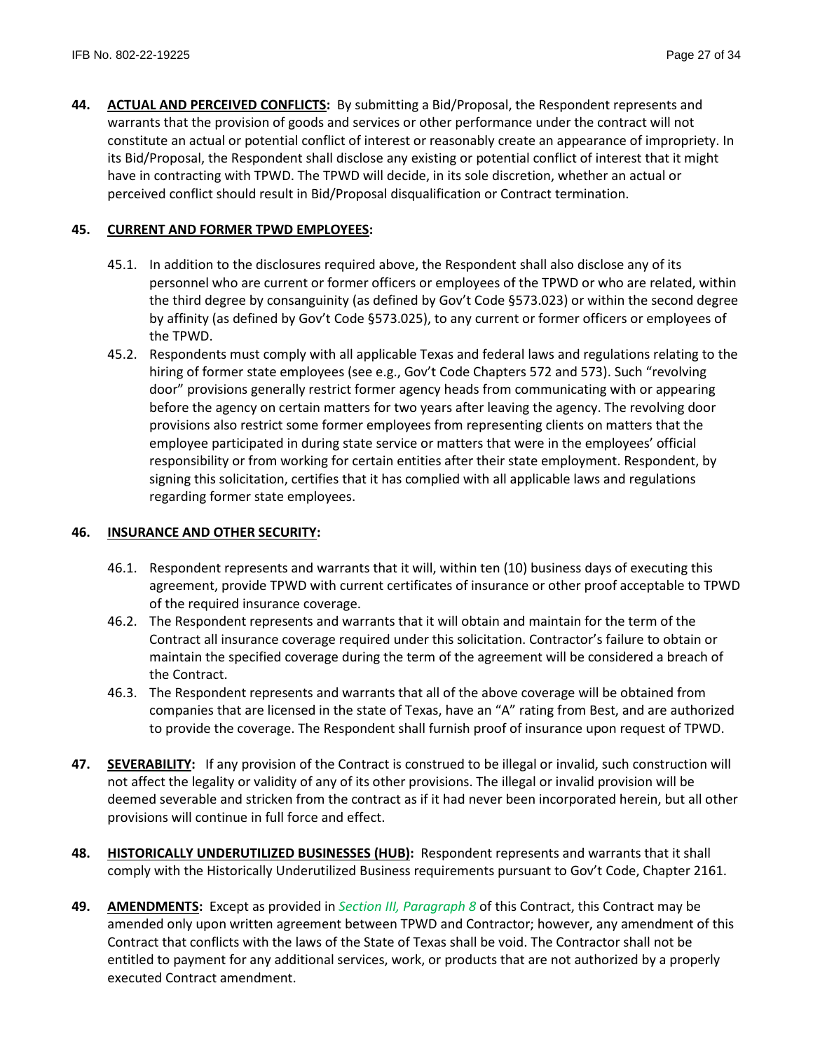**44. <u>ACTUAL AND PERCEIVED CONFLICTS</u>:** By submitting a Bid/Proposal, the Respondent represents and warrants that the provision of goods and services or other performance under the contract will not constitute an actual or potential conflict of interest or reasonably create an appearance of impropriety. In its Bid/Proposal, the Respondent shall disclose any existing or potential conflict of interest that it might have in contracting with TPWD. The TPWD will decide, in its sole discretion, whether an actual or perceived conflict should result in Bid/Proposal disqualification or Contract termination.

**45. <u>CURRENT AND FORMER TPWD EMPLOYEES</u>:**

45.1. In addition to the disclosures required above, the Respondent shall also disclose any of its personnel who are current or former officers or employees of the TPWD or who are related, within the third degree by consanguinity (as defined by Gov't Code §573.023) or within the second degree by affinity (as defined by Gov't Code §573.025), to any current or former officers or employees of the TPWD.

45.2. Respondents must comply with all applicable Texas and federal laws and regulations relating to the hiring of former state employees (see e.g., Gov't Code Chapters 572 and 573). Such "revolving door" provisions generally restrict former agency heads from communicating with or appearing before the agency on certain matters for two years after leaving the agency. The revolving door provisions also restrict some former employees from representing clients on matters that the employee participated in during state service or matters that were in the employees' official responsibility or from working for certain entities after their state employment. Respondent, by signing this solicitation, certifies that it has complied with all applicable laws and regulations regarding former state employees.

**46. <u>INSURANCE AND OTHER SECURITY</u>:**

46.1. Respondent represents and warrants that it will, within ten (10) business days of executing this agreement, provide TPWD with current certificates of insurance or other proof acceptable to TPWD of the required insurance coverage.

46.2. The Respondent represents and warrants that it will obtain and maintain for the term of the Contract all insurance coverage required under this solicitation. Contractor's failure to obtain or maintain the specified coverage during the term of the agreement will be considered a breach of the Contract.

46.3. The Respondent represents and warrants that all of the above coverage will be obtained from companies that are licensed in the state of Texas, have an "A" rating from Best, and are authorized to provide the coverage. The Respondent shall furnish proof of insurance upon request of TPWD.

**47. <u>SEVERABILITY</u>:** If any provision of the Contract is construed to be illegal or invalid, such construction will not affect the legality or validity of any of its other provisions. The illegal or invalid provision will be deemed severable and stricken from the contract as if it had never been incorporated herein, but all other provisions will continue in full force and effect.

**48. <u>HISTORICALLY UNDERUTILIZED BUSINESSES (HUB)</u>:** Respondent represents and warrants that it shall comply with the Historically Underutilized Business requirements pursuant to Gov't Code, Chapter 2161.

**49. <u>AMENDMENTS</u>:** Except as provided in *Section III, Paragraph 8* of this Contract, this Contract may be amended only upon written agreement between TPWD and Contractor; however, any amendment of this Contract that conflicts with the laws of the State of Texas shall be void. The Contractor shall not be entitled to payment for any additional services, work, or products that are not authorized by a properly executed Contract amendment.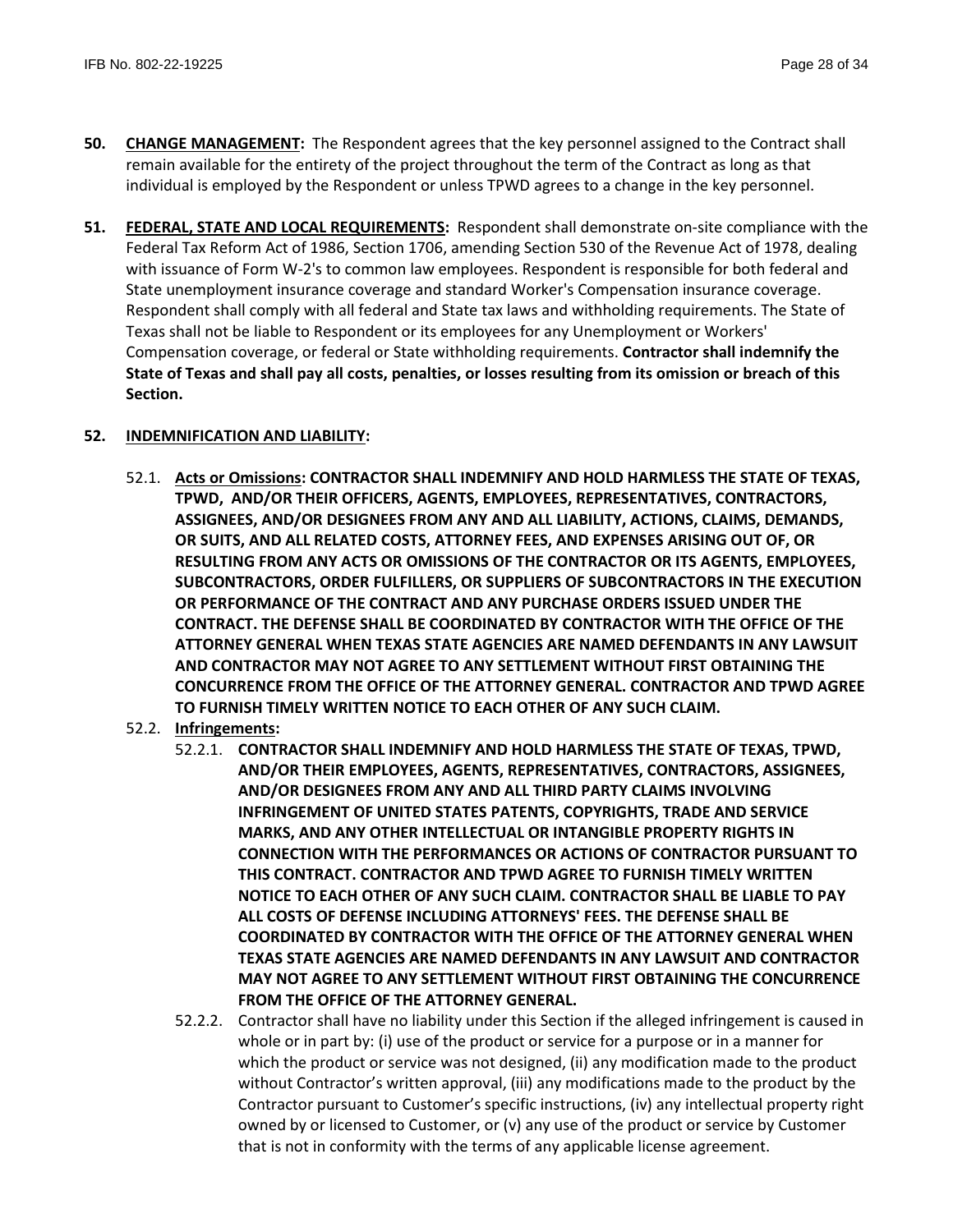**50. <u>CHANGE MANAGEMENT</u>:** The Respondent agrees that the key personnel assigned to the Contract shall remain available for the entirety of the project throughout the term of the Contract as long as that individual is employed by the Respondent or unless TPWD agrees to a change in the key personnel.

**51. <u>FEDERAL, STATE AND LOCAL REQUIREMENTS</u>:** Respondent shall demonstrate on-site compliance with the Federal Tax Reform Act of 1986, Section 1706, amending Section 530 of the Revenue Act of 1978, dealing with issuance of Form W-2's to common law employees. Respondent is responsible for both federal and State unemployment insurance coverage and standard Worker's Compensation insurance coverage. Respondent shall comply with all federal and State tax laws and withholding requirements. The State of Texas shall not be liable to Respondent or its employees for any Unemployment or Workers' Compensation coverage, or federal or State withholding requirements. **Contractor shall indemnify the State of Texas and shall pay all costs, penalties, or losses resulting from its omission or breach of this Section.**

**52. <u>INDEMNIFICATION AND LIABILITY</u>:**

52.1. **<u>Acts or Omissions</u>: CONTRACTOR SHALL INDEMNIFY AND HOLD HARMLESS THE STATE OF TEXAS, TPWD, AND/OR THEIR OFFICERS, AGENTS, EMPLOYEES, REPRESENTATIVES, CONTRACTORS, ASSIGNEES, AND/OR DESIGNEES FROM ANY AND ALL LIABILITY, ACTIONS, CLAIMS, DEMANDS, OR SUITS, AND ALL RELATED COSTS, ATTORNEY FEES, AND EXPENSES ARISING OUT OF, OR RESULTING FROM ANY ACTS OR OMISSIONS OF THE CONTRACTOR OR ITS AGENTS, EMPLOYEES, SUBCONTRACTORS, ORDER FULFILLERS, OR SUPPLIERS OF SUBCONTRACTORS IN THE EXECUTION OR PERFORMANCE OF THE CONTRACT AND ANY PURCHASE ORDERS ISSUED UNDER THE CONTRACT. THE DEFENSE SHALL BE COORDINATED BY CONTRACTOR WITH THE OFFICE OF THE ATTORNEY GENERAL WHEN TEXAS STATE AGENCIES ARE NAMED DEFENDANTS IN ANY LAWSUIT AND CONTRACTOR MAY NOT AGREE TO ANY SETTLEMENT WITHOUT FIRST OBTAINING THE CONCURRENCE FROM THE OFFICE OF THE ATTORNEY GENERAL. CONTRACTOR AND TPWD AGREE TO FURNISH TIMELY WRITTEN NOTICE TO EACH OTHER OF ANY SUCH CLAIM.**

52.2. **<u>Infringements</u>:**

52.2.1. **CONTRACTOR SHALL INDEMNIFY AND HOLD HARMLESS THE STATE OF TEXAS, TPWD, AND/OR THEIR EMPLOYEES, AGENTS, REPRESENTATIVES, CONTRACTORS, ASSIGNEES, AND/OR DESIGNEES FROM ANY AND ALL THIRD PARTY CLAIMS INVOLVING INFRINGEMENT OF UNITED STATES PATENTS, COPYRIGHTS, TRADE AND SERVICE MARKS, AND ANY OTHER INTELLECTUAL OR INTANGIBLE PROPERTY RIGHTS IN CONNECTION WITH THE PERFORMANCES OR ACTIONS OF CONTRACTOR PURSUANT TO THIS CONTRACT. CONTRACTOR AND TPWD AGREE TO FURNISH TIMELY WRITTEN NOTICE TO EACH OTHER OF ANY SUCH CLAIM. CONTRACTOR SHALL BE LIABLE TO PAY ALL COSTS OF DEFENSE INCLUDING ATTORNEYS' FEES. THE DEFENSE SHALL BE COORDINATED BY CONTRACTOR WITH THE OFFICE OF THE ATTORNEY GENERAL WHEN TEXAS STATE AGENCIES ARE NAMED DEFENDANTS IN ANY LAWSUIT AND CONTRACTOR MAY NOT AGREE TO ANY SETTLEMENT WITHOUT FIRST OBTAINING THE CONCURRENCE FROM THE OFFICE OF THE ATTORNEY GENERAL.**

52.2.2. Contractor shall have no liability under this Section if the alleged infringement is caused in whole or in part by: (i) use of the product or service for a purpose or in a manner for which the product or service was not designed, (ii) any modification made to the product without Contractor's written approval, (iii) any modifications made to the product by the Contractor pursuant to Customer's specific instructions, (iv) any intellectual property right owned by or licensed to Customer, or (v) any use of the product or service by Customer that is not in conformity with the terms of any applicable license agreement.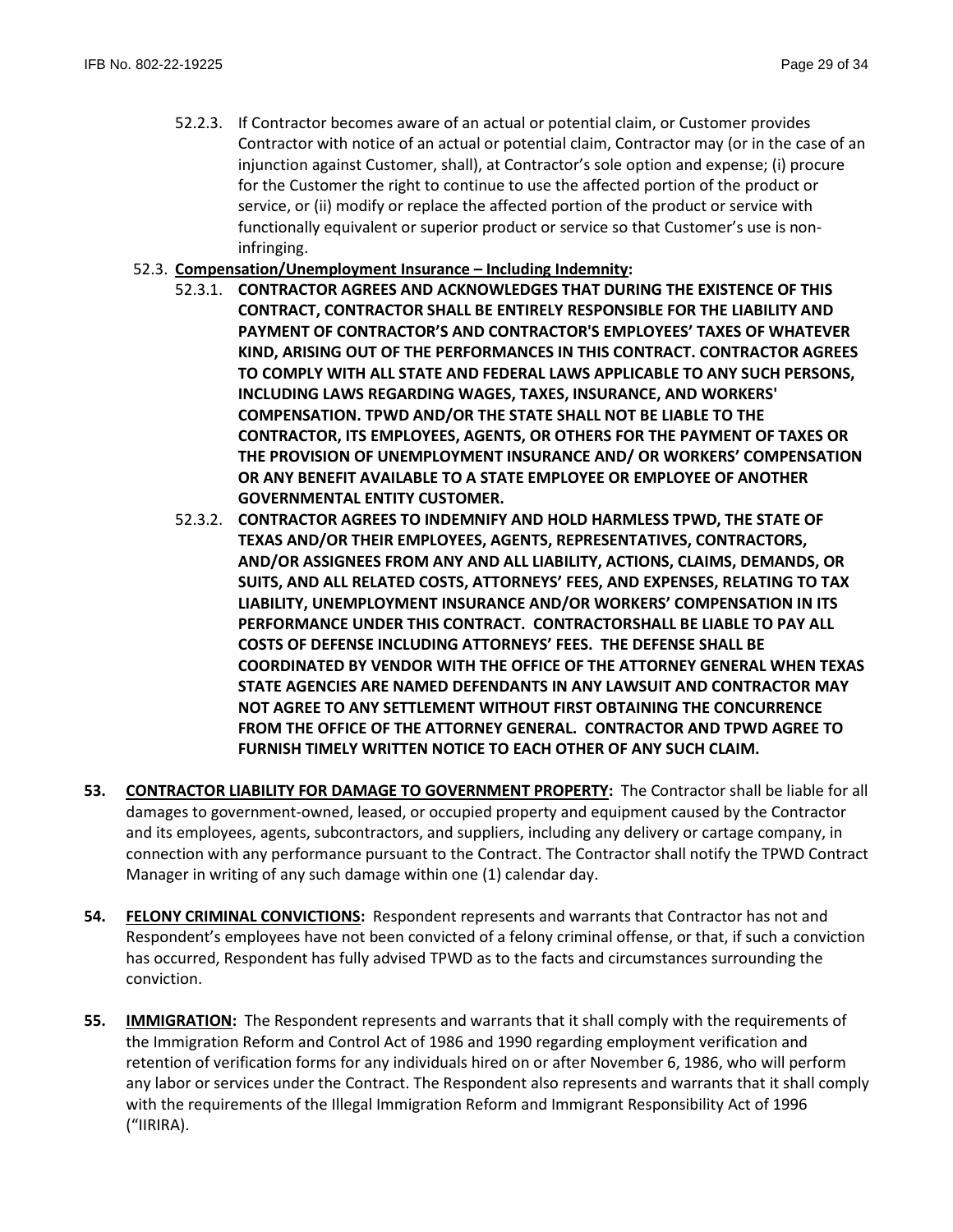52.2.3. If Contractor becomes aware of an actual or potential claim, or Customer provides Contractor with notice of an actual or potential claim, Contractor may (or in the case of an injunction against Customer, shall), at Contractor's sole option and expense; (i) procure for the Customer the right to continue to use the affected portion of the product or service, or (ii) modify or replace the affected portion of the product or service with functionally equivalent or superior product or service so that Customer's use is non-infringing.

52.3. **Compensation/Unemployment Insurance – Including Indemnity:**

52.3.1. **CONTRACTOR AGREES AND ACKNOWLEDGES THAT DURING THE EXISTENCE OF THIS CONTRACT, CONTRACTOR SHALL BE ENTIRELY RESPONSIBLE FOR THE LIABILITY AND PAYMENT OF CONTRACTOR'S AND CONTRACTOR'S EMPLOYEES' TAXES OF WHATEVER KIND, ARISING OUT OF THE PERFORMANCES IN THIS CONTRACT. CONTRACTOR AGREES TO COMPLY WITH ALL STATE AND FEDERAL LAWS APPLICABLE TO ANY SUCH PERSONS, INCLUDING LAWS REGARDING WAGES, TAXES, INSURANCE, AND WORKERS' COMPENSATION. TPWD AND/OR THE STATE SHALL NOT BE LIABLE TO THE CONTRACTOR, ITS EMPLOYEES, AGENTS, OR OTHERS FOR THE PAYMENT OF TAXES OR THE PROVISION OF UNEMPLOYMENT INSURANCE AND/ OR WORKERS' COMPENSATION OR ANY BENEFIT AVAILABLE TO A STATE EMPLOYEE OR EMPLOYEE OF ANOTHER GOVERNMENTAL ENTITY CUSTOMER.**

52.3.2. **CONTRACTOR AGREES TO INDEMNIFY AND HOLD HARMLESS TPWD, THE STATE OF TEXAS AND/OR THEIR EMPLOYEES, AGENTS, REPRESENTATIVES, CONTRACTORS, AND/OR ASSIGNEES FROM ANY AND ALL LIABILITY, ACTIONS, CLAIMS, DEMANDS, OR SUITS, AND ALL RELATED COSTS, ATTORNEYS' FEES, AND EXPENSES, RELATING TO TAX LIABILITY, UNEMPLOYMENT INSURANCE AND/OR WORKERS' COMPENSATION IN ITS PERFORMANCE UNDER THIS CONTRACT. CONTRACTORSHALL BE LIABLE TO PAY ALL COSTS OF DEFENSE INCLUDING ATTORNEYS' FEES. THE DEFENSE SHALL BE COORDINATED BY VENDOR WITH THE OFFICE OF THE ATTORNEY GENERAL WHEN TEXAS STATE AGENCIES ARE NAMED DEFENDANTS IN ANY LAWSUIT AND CONTRACTOR MAY NOT AGREE TO ANY SETTLEMENT WITHOUT FIRST OBTAINING THE CONCURRENCE FROM THE OFFICE OF THE ATTORNEY GENERAL. CONTRACTOR AND TPWD AGREE TO FURNISH TIMELY WRITTEN NOTICE TO EACH OTHER OF ANY SUCH CLAIM.**

**53. CONTRACTOR LIABILITY FOR DAMAGE TO GOVERNMENT PROPERTY:** The Contractor shall be liable for all damages to government-owned, leased, or occupied property and equipment caused by the Contractor and its employees, agents, subcontractors, and suppliers, including any delivery or cartage company, in connection with any performance pursuant to the Contract. The Contractor shall notify the TPWD Contract Manager in writing of any such damage within one (1) calendar day.

**54. FELONY CRIMINAL CONVICTIONS:** Respondent represents and warrants that Contractor has not and Respondent's employees have not been convicted of a felony criminal offense, or that, if such a conviction has occurred, Respondent has fully advised TPWD as to the facts and circumstances surrounding the conviction.

**55. IMMIGRATION:** The Respondent represents and warrants that it shall comply with the requirements of the Immigration Reform and Control Act of 1986 and 1990 regarding employment verification and retention of verification forms for any individuals hired on or after November 6, 1986, who will perform any labor or services under the Contract. The Respondent also represents and warrants that it shall comply with the requirements of the Illegal Immigration Reform and Immigrant Responsibility Act of 1996 ("IIRIRA).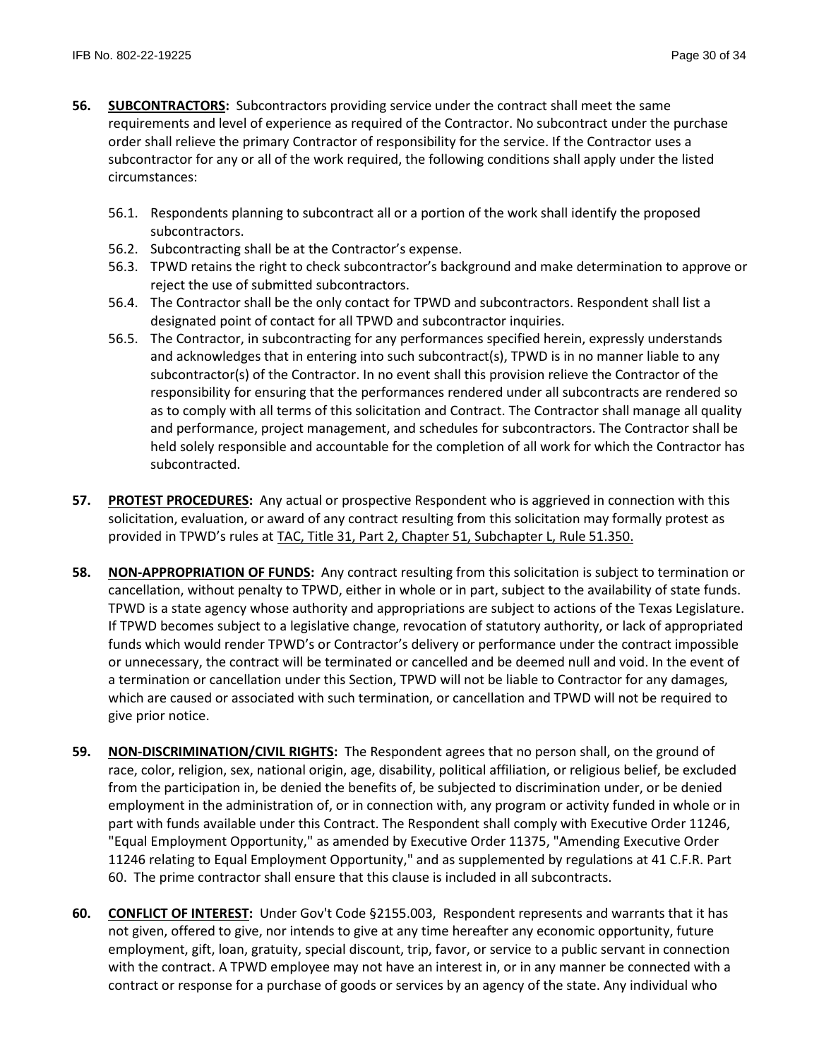**56. SUBCONTRACTORS:** Subcontractors providing service under the contract shall meet the same requirements and level of experience as required of the Contractor. No subcontract under the purchase order shall relieve the primary Contractor of responsibility for the service. If the Contractor uses a subcontractor for any or all of the work required, the following conditions shall apply under the listed circumstances:

- 56.1. Respondents planning to subcontract all or a portion of the work shall identify the proposed subcontractors.
- 56.2. Subcontracting shall be at the Contractor's expense.
- 56.3. TPWD retains the right to check subcontractor's background and make determination to approve or reject the use of submitted subcontractors.
- 56.4. The Contractor shall be the only contact for TPWD and subcontractors. Respondent shall list a designated point of contact for all TPWD and subcontractor inquiries.
- 56.5. The Contractor, in subcontracting for any performances specified herein, expressly understands and acknowledges that in entering into such subcontract(s), TPWD is in no manner liable to any subcontractor(s) of the Contractor. In no event shall this provision relieve the Contractor of the responsibility for ensuring that the performances rendered under all subcontracts are rendered so as to comply with all terms of this solicitation and Contract. The Contractor shall manage all quality and performance, project management, and schedules for subcontractors. The Contractor shall be held solely responsible and accountable for the completion of all work for which the Contractor has subcontracted.

**57. PROTEST PROCEDURES:** Any actual or prospective Respondent who is aggrieved in connection with this solicitation, evaluation, or award of any contract resulting from this solicitation may formally protest as provided in TPWD's rules at TAC, Title 31, Part 2, Chapter 51, Subchapter L, Rule 51.350.

**58. NON-APPROPRIATION OF FUNDS:** Any contract resulting from this solicitation is subject to termination or cancellation, without penalty to TPWD, either in whole or in part, subject to the availability of state funds. TPWD is a state agency whose authority and appropriations are subject to actions of the Texas Legislature. If TPWD becomes subject to a legislative change, revocation of statutory authority, or lack of appropriated funds which would render TPWD's or Contractor's delivery or performance under the contract impossible or unnecessary, the contract will be terminated or cancelled and be deemed null and void. In the event of a termination or cancellation under this Section, TPWD will not be liable to Contractor for any damages, which are caused or associated with such termination, or cancellation and TPWD will not be required to give prior notice.

**59. NON-DISCRIMINATION/CIVIL RIGHTS:** The Respondent agrees that no person shall, on the ground of race, color, religion, sex, national origin, age, disability, political affiliation, or religious belief, be excluded from the participation in, be denied the benefits of, be subjected to discrimination under, or be denied employment in the administration of, or in connection with, any program or activity funded in whole or in part with funds available under this Contract. The Respondent shall comply with Executive Order 11246, "Equal Employment Opportunity," as amended by Executive Order 11375, "Amending Executive Order 11246 relating to Equal Employment Opportunity," and as supplemented by regulations at 41 C.F.R. Part 60. The prime contractor shall ensure that this clause is included in all subcontracts.

**60. CONFLICT OF INTEREST:** Under Gov't Code §2155.003, Respondent represents and warrants that it has not given, offered to give, nor intends to give at any time hereafter any economic opportunity, future employment, gift, loan, gratuity, special discount, trip, favor, or service to a public servant in connection with the contract. A TPWD employee may not have an interest in, or in any manner be connected with a contract or response for a purchase of goods or services by an agency of the state. Any individual who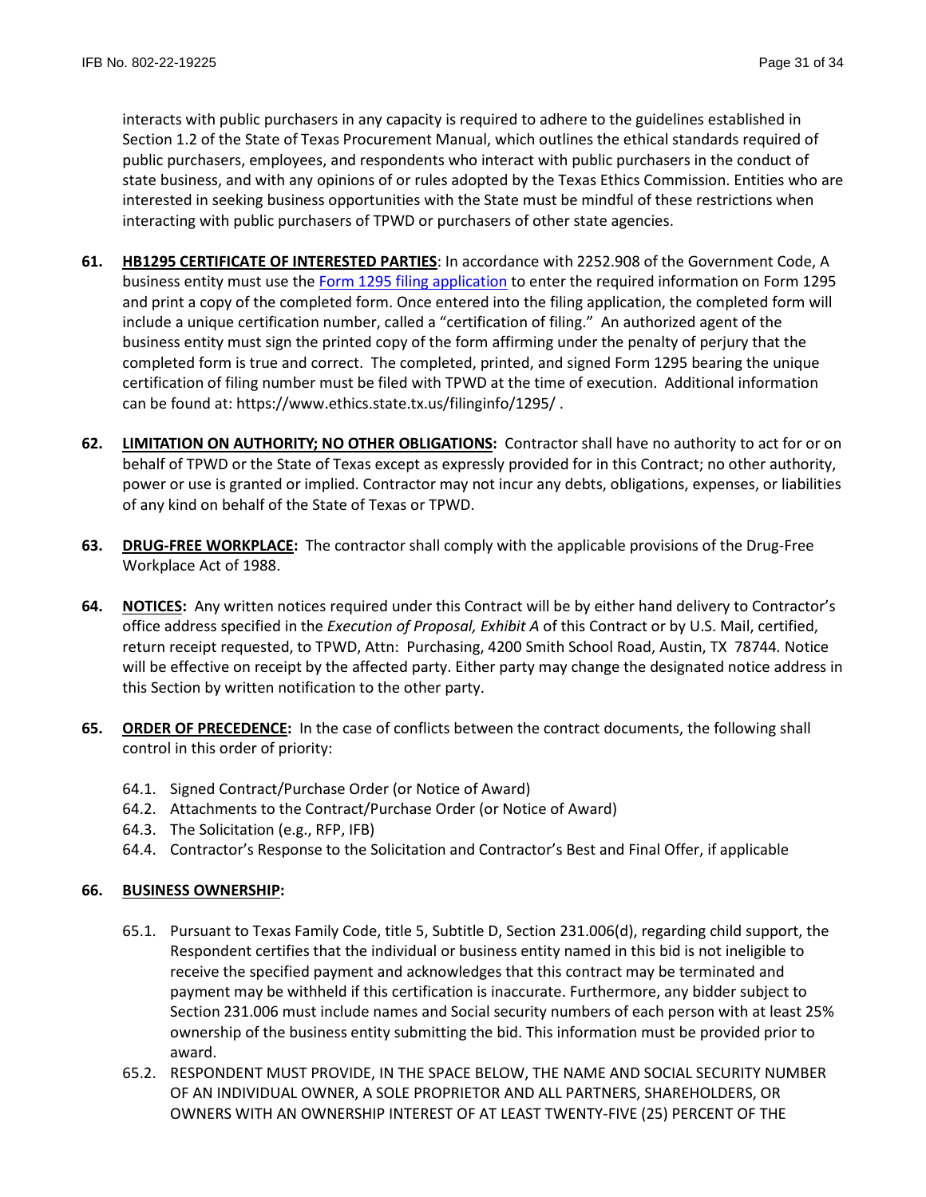interacts with public purchasers in any capacity is required to adhere to the guidelines established in Section 1.2 of the State of Texas Procurement Manual, which outlines the ethical standards required of public purchasers, employees, and respondents who interact with public purchasers in the conduct of state business, and with any opinions of or rules adopted by the Texas Ethics Commission. Entities who are interested in seeking business opportunities with the State must be mindful of these restrictions when interacting with public purchasers of TPWD or purchasers of other state agencies.

**61.** **<u>HB1295 CERTIFICATE OF INTERESTED PARTIES</u>**: In accordance with 2252.908 of the Government Code, A business entity must use the Form 1295 filing application to enter the required information on Form 1295 and print a copy of the completed form. Once entered into the filing application, the completed form will include a unique certification number, called a "certification of filing." An authorized agent of the business entity must sign the printed copy of the form affirming under the penalty of perjury that the completed form is true and correct. The completed, printed, and signed Form 1295 bearing the unique certification of filing number must be filed with TPWD at the time of execution. Additional information can be found at: https://www.ethics.state.tx.us/filinginfo/1295/ .

**62.** **<u>LIMITATION ON AUTHORITY; NO OTHER OBLIGATIONS</u>:** Contractor shall have no authority to act for or on behalf of TPWD or the State of Texas except as expressly provided for in this Contract; no other authority, power or use is granted or implied. Contractor may not incur any debts, obligations, expenses, or liabilities of any kind on behalf of the State of Texas or TPWD.

**63.** **<u>DRUG-FREE WORKPLACE</u>:** The contractor shall comply with the applicable provisions of the Drug-Free Workplace Act of 1988.

**64.** **<u>NOTICES</u>:** Any written notices required under this Contract will be by either hand delivery to Contractor's office address specified in the *Execution of Proposal, Exhibit A* of this Contract or by U.S. Mail, certified, return receipt requested, to TPWD, Attn: Purchasing, 4200 Smith School Road, Austin, TX 78744. Notice will be effective on receipt by the affected party. Either party may change the designated notice address in this Section by written notification to the other party.

**65.** **<u>ORDER OF PRECEDENCE</u>:** In the case of conflicts between the contract documents, the following shall control in this order of priority:

- 64.1. Signed Contract/Purchase Order (or Notice of Award)
- 64.2. Attachments to the Contract/Purchase Order (or Notice of Award)
- 64.3. The Solicitation (e.g., RFP, IFB)
- 64.4. Contractor's Response to the Solicitation and Contractor's Best and Final Offer, if applicable

**66.** **<u>BUSINESS OWNERSHIP</u>:**

- 65.1. Pursuant to Texas Family Code, title 5, Subtitle D, Section 231.006(d), regarding child support, the Respondent certifies that the individual or business entity named in this bid is not ineligible to receive the specified payment and acknowledges that this contract may be terminated and payment may be withheld if this certification is inaccurate. Furthermore, any bidder subject to Section 231.006 must include names and Social security numbers of each person with at least 25% ownership of the business entity submitting the bid. This information must be provided prior to award.
- 65.2. RESPONDENT MUST PROVIDE, IN THE SPACE BELOW, THE NAME AND SOCIAL SECURITY NUMBER OF AN INDIVIDUAL OWNER, A SOLE PROPRIETOR AND ALL PARTNERS, SHAREHOLDERS, OR OWNERS WITH AN OWNERSHIP INTEREST OF AT LEAST TWENTY-FIVE (25) PERCENT OF THE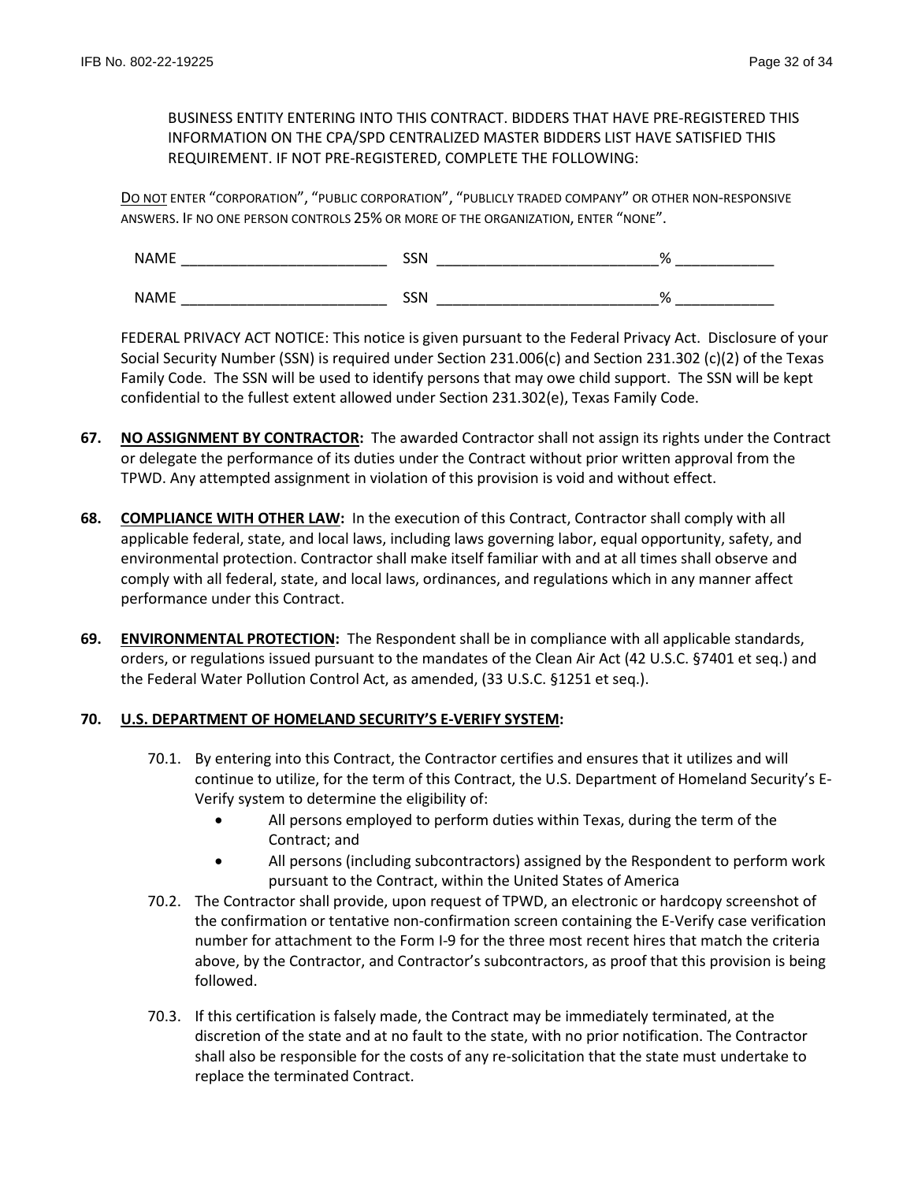BUSINESS ENTITY ENTERING INTO THIS CONTRACT. BIDDERS THAT HAVE PRE-REGISTERED THIS INFORMATION ON THE CPA/SPD CENTRALIZED MASTER BIDDERS LIST HAVE SATISFIED THIS REQUIREMENT. IF NOT PRE-REGISTERED, COMPLETE THE FOLLOWING:

DO NOT ENTER "CORPORATION", "PUBLIC CORPORATION", "PUBLICLY TRADED COMPANY" OR OTHER NON-RESPONSIVE ANSWERS. IF NO ONE PERSON CONTROLS 25% OR MORE OF THE ORGANIZATION, ENTER "NONE".

NAME ________________________ SSN __________________________% ___________

NAME ________________________ SSN __________________________% ___________

FEDERAL PRIVACY ACT NOTICE: This notice is given pursuant to the Federal Privacy Act. Disclosure of your Social Security Number (SSN) is required under Section 231.006(c) and Section 231.302 (c)(2) of the Texas Family Code. The SSN will be used to identify persons that may owe child support. The SSN will be kept confidential to the fullest extent allowed under Section 231.302(e), Texas Family Code.

**67. NO ASSIGNMENT BY CONTRACTOR:** The awarded Contractor shall not assign its rights under the Contract or delegate the performance of its duties under the Contract without prior written approval from the TPWD. Any attempted assignment in violation of this provision is void and without effect.

**68. COMPLIANCE WITH OTHER LAW:** In the execution of this Contract, Contractor shall comply with all applicable federal, state, and local laws, including laws governing labor, equal opportunity, safety, and environmental protection. Contractor shall make itself familiar with and at all times shall observe and comply with all federal, state, and local laws, ordinances, and regulations which in any manner affect performance under this Contract.

**69. ENVIRONMENTAL PROTECTION:** The Respondent shall be in compliance with all applicable standards, orders, or regulations issued pursuant to the mandates of the Clean Air Act (42 U.S.C. §7401 et seq.) and the Federal Water Pollution Control Act, as amended, (33 U.S.C. §1251 et seq.).

**70. U.S. DEPARTMENT OF HOMELAND SECURITY'S E-VERIFY SYSTEM:**

70.1. By entering into this Contract, the Contractor certifies and ensures that it utilizes and will continue to utilize, for the term of this Contract, the U.S. Department of Homeland Security's E-Verify system to determine the eligibility of:

- All persons employed to perform duties within Texas, during the term of the Contract; and
- All persons (including subcontractors) assigned by the Respondent to perform work pursuant to the Contract, within the United States of America

70.2. The Contractor shall provide, upon request of TPWD, an electronic or hardcopy screenshot of the confirmation or tentative non-confirmation screen containing the E-Verify case verification number for attachment to the Form I-9 for the three most recent hires that match the criteria above, by the Contractor, and Contractor's subcontractors, as proof that this provision is being followed.

70.3. If this certification is falsely made, the Contract may be immediately terminated, at the discretion of the state and at no fault to the state, with no prior notification. The Contractor shall also be responsible for the costs of any re-solicitation that the state must undertake to replace the terminated Contract.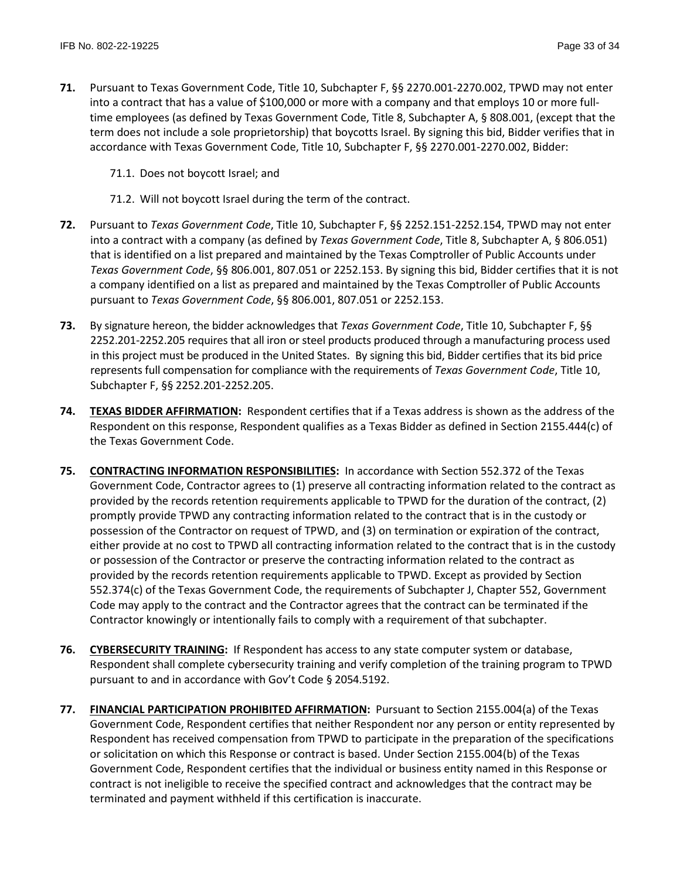**71.** Pursuant to Texas Government Code, Title 10, Subchapter F, §§ 2270.001-2270.002, TPWD may not enter into a contract that has a value of $100,000 or more with a company and that employs 10 or more full-time employees (as defined by Texas Government Code, Title 8, Subchapter A, § 808.001, (except that the term does not include a sole proprietorship) that boycotts Israel. By signing this bid, Bidder verifies that in accordance with Texas Government Code, Title 10, Subchapter F, §§ 2270.001-2270.002, Bidder:

71.1. Does not boycott Israel; and

71.2. Will not boycott Israel during the term of the contract.

**72.** Pursuant to *Texas Government Code*, Title 10, Subchapter F, §§ 2252.151-2252.154, TPWD may not enter into a contract with a company (as defined by *Texas Government Code*, Title 8, Subchapter A, § 806.051) that is identified on a list prepared and maintained by the Texas Comptroller of Public Accounts under *Texas Government Code*, §§ 806.001, 807.051 or 2252.153. By signing this bid, Bidder certifies that it is not a company identified on a list as prepared and maintained by the Texas Comptroller of Public Accounts pursuant to *Texas Government Code*, §§ 806.001, 807.051 or 2252.153.

**73.** By signature hereon, the bidder acknowledges that *Texas Government Code*, Title 10, Subchapter F, §§ 2252.201-2252.205 requires that all iron or steel products produced through a manufacturing process used in this project must be produced in the United States. By signing this bid, Bidder certifies that its bid price represents full compensation for compliance with the requirements of *Texas Government Code*, Title 10, Subchapter F, §§ 2252.201-2252.205.

**74.** **TEXAS BIDDER AFFIRMATION:** Respondent certifies that if a Texas address is shown as the address of the Respondent on this response, Respondent qualifies as a Texas Bidder as defined in Section 2155.444(c) of the Texas Government Code.

**75.** **CONTRACTING INFORMATION RESPONSIBILITIES:** In accordance with Section 552.372 of the Texas Government Code, Contractor agrees to (1) preserve all contracting information related to the contract as provided by the records retention requirements applicable to TPWD for the duration of the contract, (2) promptly provide TPWD any contracting information related to the contract that is in the custody or possession of the Contractor on request of TPWD, and (3) on termination or expiration of the contract, either provide at no cost to TPWD all contracting information related to the contract that is in the custody or possession of the Contractor or preserve the contracting information related to the contract as provided by the records retention requirements applicable to TPWD. Except as provided by Section 552.374(c) of the Texas Government Code, the requirements of Subchapter J, Chapter 552, Government Code may apply to the contract and the Contractor agrees that the contract can be terminated if the Contractor knowingly or intentionally fails to comply with a requirement of that subchapter.

**76.** **CYBERSECURITY TRAINING:** If Respondent has access to any state computer system or database, Respondent shall complete cybersecurity training and verify completion of the training program to TPWD pursuant to and in accordance with Gov't Code § 2054.5192.

**77.** **FINANCIAL PARTICIPATION PROHIBITED AFFIRMATION:** Pursuant to Section 2155.004(a) of the Texas Government Code, Respondent certifies that neither Respondent nor any person or entity represented by Respondent has received compensation from TPWD to participate in the preparation of the specifications or solicitation on which this Response or contract is based. Under Section 2155.004(b) of the Texas Government Code, Respondent certifies that the individual or business entity named in this Response or contract is not ineligible to receive the specified contract and acknowledges that the contract may be terminated and payment withheld if this certification is inaccurate.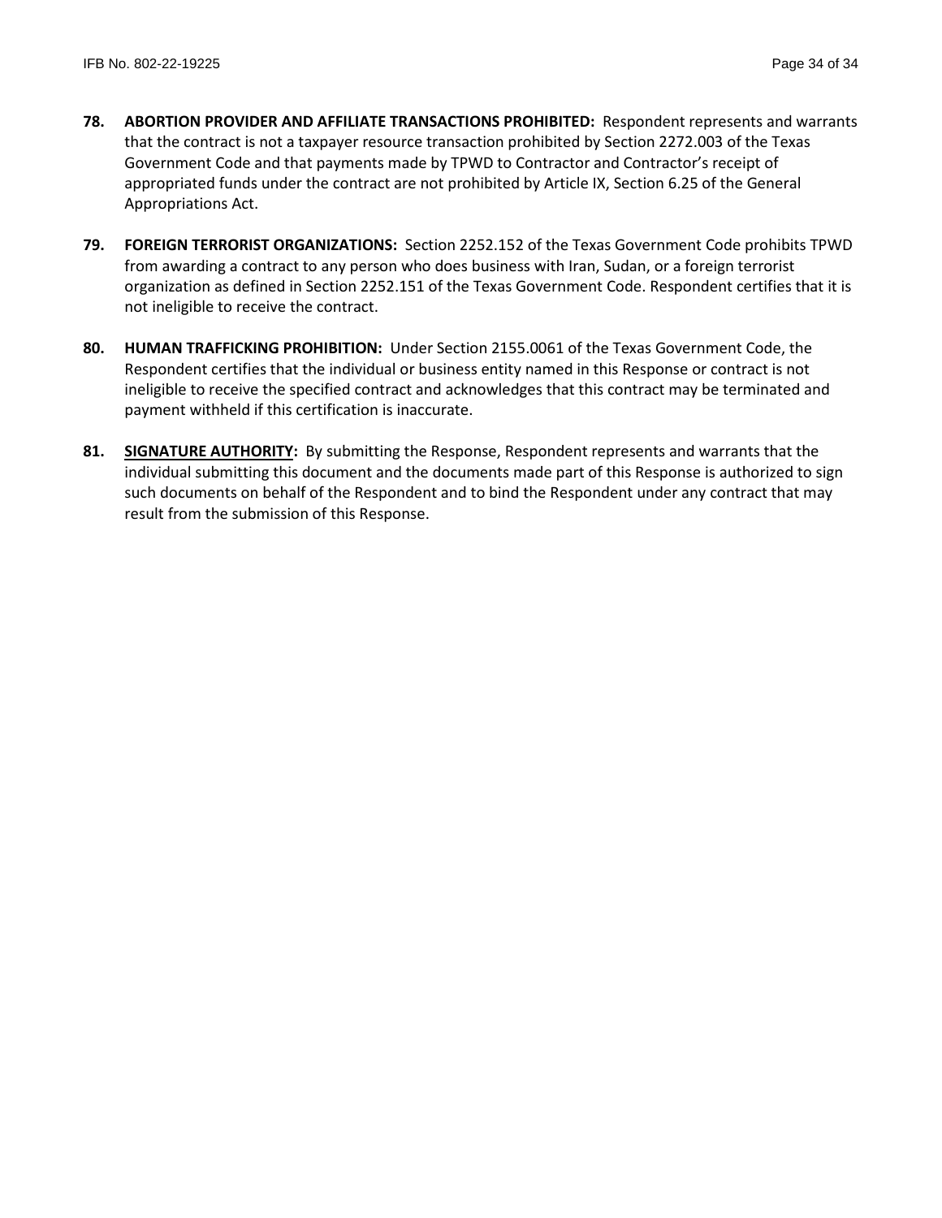**78.** **ABORTION PROVIDER AND AFFILIATE TRANSACTIONS PROHIBITED:** Respondent represents and warrants that the contract is not a taxpayer resource transaction prohibited by Section 2272.003 of the Texas Government Code and that payments made by TPWD to Contractor and Contractor's receipt of appropriated funds under the contract are not prohibited by Article IX, Section 6.25 of the General Appropriations Act.

**79.** **FOREIGN TERRORIST ORGANIZATIONS:** Section 2252.152 of the Texas Government Code prohibits TPWD from awarding a contract to any person who does business with Iran, Sudan, or a foreign terrorist organization as defined in Section 2252.151 of the Texas Government Code. Respondent certifies that it is not ineligible to receive the contract.

**80.** **HUMAN TRAFFICKING PROHIBITION:** Under Section 2155.0061 of the Texas Government Code, the Respondent certifies that the individual or business entity named in this Response or contract is not ineligible to receive the specified contract and acknowledges that this contract may be terminated and payment withheld if this certification is inaccurate.

**81.** **SIGNATURE AUTHORITY:** By submitting the Response, Respondent represents and warrants that the individual submitting this document and the documents made part of this Response is authorized to sign such documents on behalf of the Respondent and to bind the Respondent under any contract that may result from the submission of this Response.